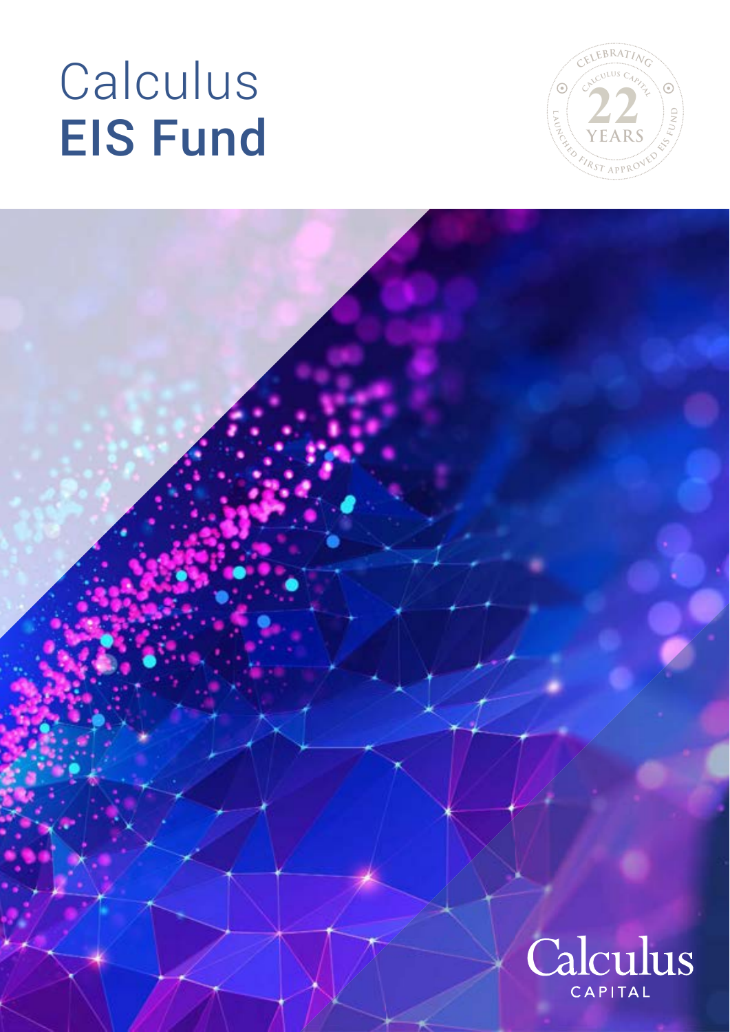# Calculus
# EIS Fund

CELEBRATING CALCULUS CAPITAL 22 YEARS LAUNCHED FIRST APPROVED EIS FUND

Calculus CAPITAL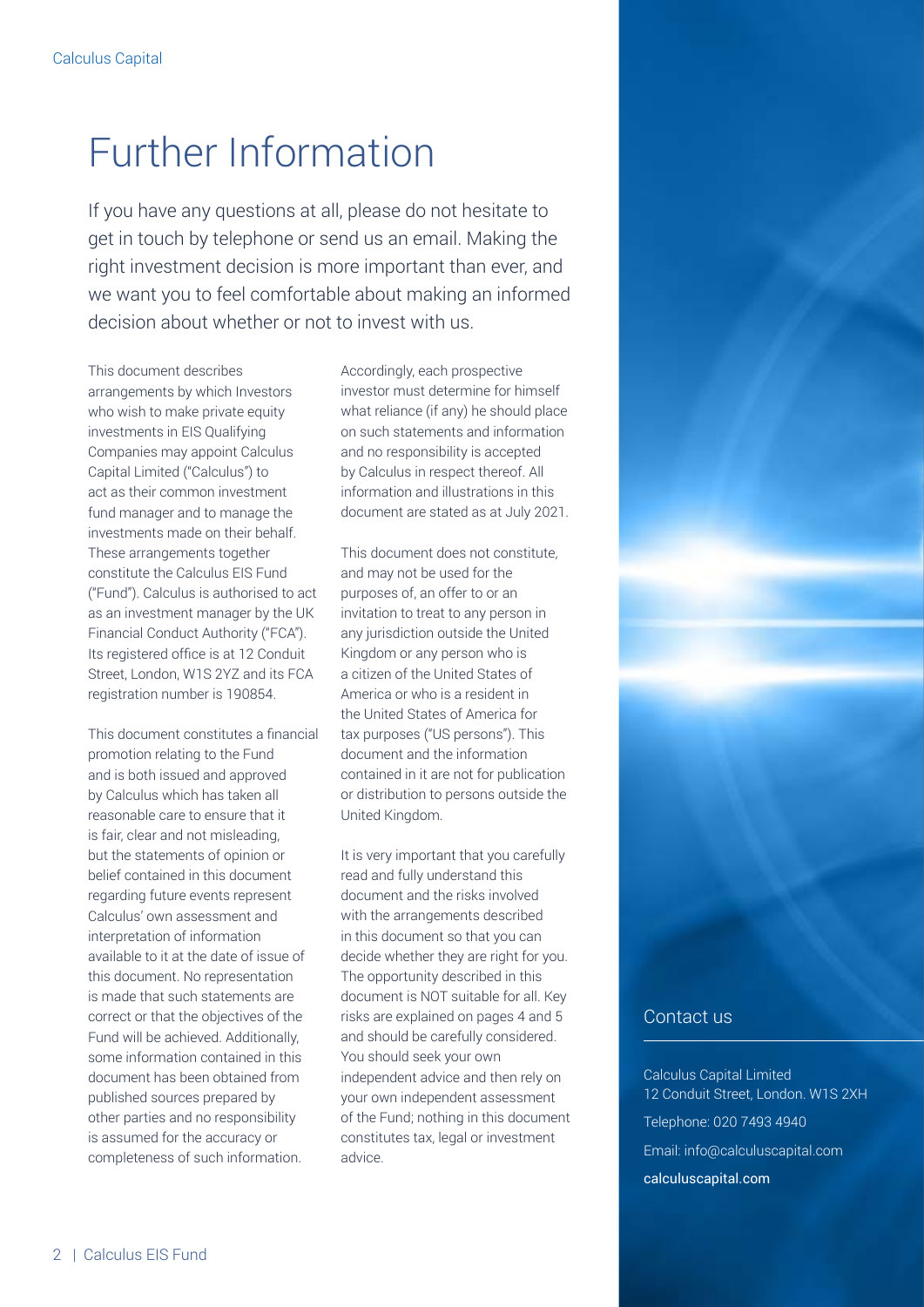# Further Information

If you have any questions at all, please do not hesitate to get in touch by telephone or send us an email. Making the right investment decision is more important than ever, and we want you to feel comfortable about making an informed decision about whether or not to invest with us.

This document describes arrangements by which Investors who wish to make private equity investments in EIS Qualifying Companies may appoint Calculus Capital Limited ("Calculus") to act as their common investment fund manager and to manage the investments made on their behalf. These arrangements together constitute the Calculus EIS Fund ("Fund"). Calculus is authorised to act as an investment manager by the UK Financial Conduct Authority ("FCA"). Its registered office is at 12 Conduit Street, London, W1S 2YZ and its FCA registration number is 190854.

This document constitutes a financial promotion relating to the Fund and is both issued and approved by Calculus which has taken all reasonable care to ensure that it is fair, clear and not misleading, but the statements of opinion or belief contained in this document regarding future events represent Calculus' own assessment and interpretation of information available to it at the date of issue of this document. No representation is made that such statements are correct or that the objectives of the Fund will be achieved. Additionally, some information contained in this document has been obtained from published sources prepared by other parties and no responsibility is assumed for the accuracy or completeness of such information. Accordingly, each prospective investor must determine for himself what reliance (if any) he should place on such statements and information and no responsibility is accepted by Calculus in respect thereof. All information and illustrations in this document are stated as at July 2021.

This document does not constitute, and may not be used for the purposes of, an offer to or an invitation to treat to any person in any jurisdiction outside the United Kingdom or any person who is a citizen of the United States of America or who is a resident in the United States of America for tax purposes ("US persons"). This document and the information contained in it are not for publication or distribution to persons outside the United Kingdom.

It is very important that you carefully read and fully understand this document and the risks involved with the arrangements described in this document so that you can decide whether they are right for you. The opportunity described in this document is NOT suitable for all. Key risks are explained on pages 4 and 5 and should be carefully considered. You should seek your own independent advice and then rely on your own independent assessment of the Fund; nothing in this document constitutes tax, legal or investment advice.

## Contact us

Calculus Capital Limited
12 Conduit Street, London. W1S 2XH

Telephone: 020 7493 4940

Email: info@calculuscapital.com

calculuscapital.com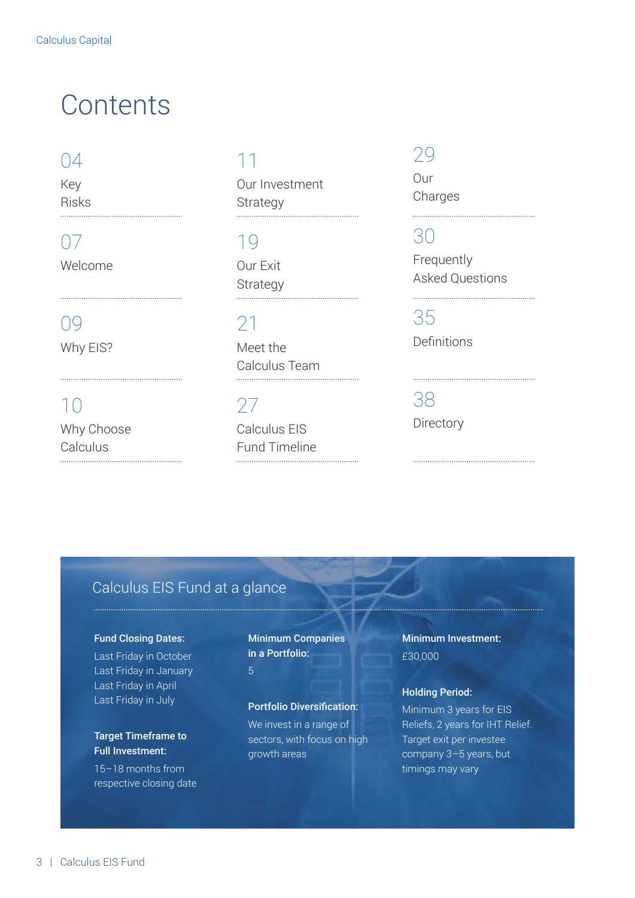# Contents

- 04 Key Risks
- 07 Welcome
- 09 Why EIS?
- 10 Why Choose Calculus
- 11 Our Investment Strategy
- 19 Our Exit Strategy
- 21 Meet the Calculus Team
- 27 Calculus EIS Fund Timeline
- 29 Our Charges
- 30 Frequently Asked Questions
- 35 Definitions
- 38 Directory

## Calculus EIS Fund at a glance

**Fund Closing Dates:**
Last Friday in October
Last Friday in January
Last Friday in April
Last Friday in July

**Target Timeframe to Full Investment:**
15–18 months from respective closing date

**Minimum Companies in a Portfolio:**
5

**Portfolio Diversification:**
We invest in a range of sectors, with focus on high growth areas

**Minimum Investment:**
£30,000

**Holding Period:**
Minimum 3 years for EIS Reliefs, 2 years for IHT Relief. Target exit per investee company 3–5 years, but timings may vary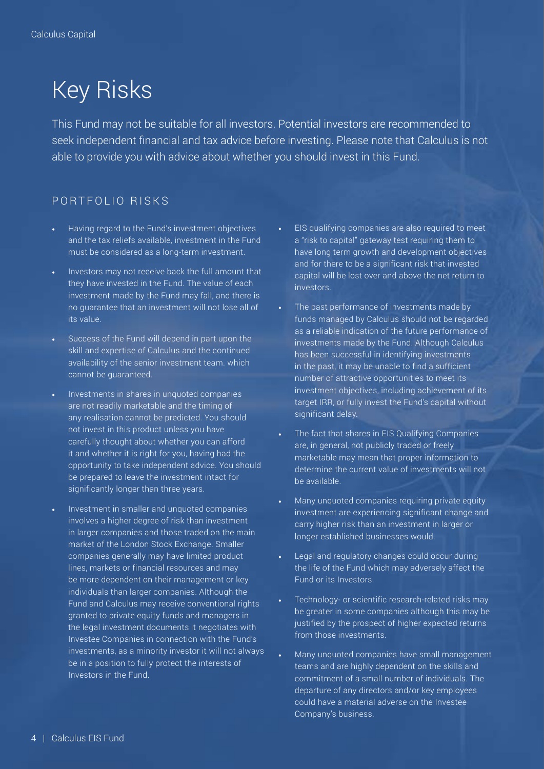# Key Risks

This Fund may not be suitable for all investors. Potential investors are recommended to seek independent financial and tax advice before investing. Please note that Calculus is not able to provide you with advice about whether you should invest in this Fund.

## PORTFOLIO RISKS

- Having regard to the Fund's investment objectives and the tax reliefs available, investment in the Fund must be considered as a long-term investment.
- Investors may not receive back the full amount that they have invested in the Fund. The value of each investment made by the Fund may fall, and there is no guarantee that an investment will not lose all of its value.
- Success of the Fund will depend in part upon the skill and expertise of Calculus and the continued availability of the senior investment team. which cannot be guaranteed.
- Investments in shares in unquoted companies are not readily marketable and the timing of any realisation cannot be predicted. You should not invest in this product unless you have carefully thought about whether you can afford it and whether it is right for you, having had the opportunity to take independent advice. You should be prepared to leave the investment intact for significantly longer than three years.
- Investment in smaller and unquoted companies involves a higher degree of risk than investment in larger companies and those traded on the main market of the London Stock Exchange. Smaller companies generally may have limited product lines, markets or financial resources and may be more dependent on their management or key individuals than larger companies. Although the Fund and Calculus may receive conventional rights granted to private equity funds and managers in the legal investment documents it negotiates with Investee Companies in connection with the Fund's investments, as a minority investor it will not always be in a position to fully protect the interests of Investors in the Fund.
- EIS qualifying companies are also required to meet a "risk to capital" gateway test requiring them to have long term growth and development objectives and for there to be a significant risk that invested capital will be lost over and above the net return to investors.
- The past performance of investments made by funds managed by Calculus should not be regarded as a reliable indication of the future performance of investments made by the Fund. Although Calculus has been successful in identifying investments in the past, it may be unable to find a sufficient number of attractive opportunities to meet its investment objectives, including achievement of its target IRR, or fully invest the Fund's capital without significant delay.
- The fact that shares in EIS Qualifying Companies are, in general, not publicly traded or freely marketable may mean that proper information to determine the current value of investments will not be available.
- Many unquoted companies requiring private equity investment are experiencing significant change and carry higher risk than an investment in larger or longer established businesses would.
- Legal and regulatory changes could occur during the life of the Fund which may adversely affect the Fund or its Investors.
- Technology- or scientific research-related risks may be greater in some companies although this may be justified by the prospect of higher expected returns from those investments.
- Many unquoted companies have small management teams and are highly dependent on the skills and commitment of a small number of individuals. The departure of any directors and/or key employees could have a material adverse on the Investee Company's business.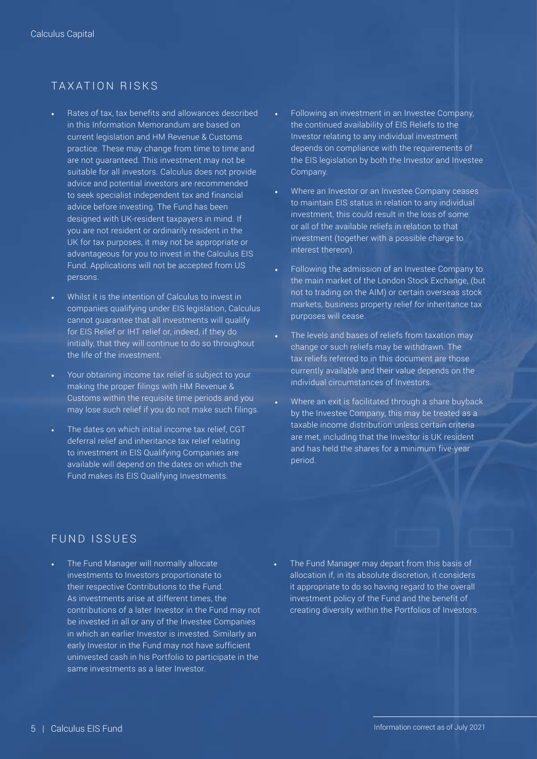## TAXATION RISKS

- Rates of tax, tax benefits and allowances described in this Information Memorandum are based on current legislation and HM Revenue & Customs practice. These may change from time to time and are not guaranteed. This investment may not be suitable for all investors. Calculus does not provide advice and potential investors are recommended to seek specialist independent tax and financial advice before investing. The Fund has been designed with UK-resident taxpayers in mind. If you are not resident or ordinarily resident in the UK for tax purposes, it may not be appropriate or advantageous for you to invest in the Calculus EIS Fund. Applications will not be accepted from US persons.
- Whilst it is the intention of Calculus to invest in companies qualifying under EIS legislation, Calculus cannot guarantee that all investments will qualify for EIS Relief or IHT relief or, indeed, if they do initially, that they will continue to do so throughout the life of the investment.
- Your obtaining income tax relief is subject to your making the proper filings with HM Revenue & Customs within the requisite time periods and you may lose such relief if you do not make such filings.
- The dates on which initial income tax relief, CGT deferral relief and inheritance tax relief relating to investment in EIS Qualifying Companies are available will depend on the dates on which the Fund makes its EIS Qualifying Investments.
- Following an investment in an Investee Company, the continued availability of EIS Reliefs to the Investor relating to any individual investment depends on compliance with the requirements of the EIS legislation by both the Investor and Investee Company.
- Where an Investor or an Investee Company ceases to maintain EIS status in relation to any individual investment, this could result in the loss of some or all of the available reliefs in relation to that investment (together with a possible charge to interest thereon).
- Following the admission of an Investee Company to the main market of the London Stock Exchange, (but not to trading on the AIM) or certain overseas stock markets, business property relief for inheritance tax purposes will cease.
- The levels and bases of reliefs from taxation may change or such reliefs may be withdrawn. The tax reliefs referred to in this document are those currently available and their value depends on the individual circumstances of Investors.
- Where an exit is facilitated through a share buyback by the Investee Company, this may be treated as a taxable income distribution unless certain criteria are met, including that the Investor is UK resident and has held the shares for a minimum five-year period.

## FUND ISSUES

- The Fund Manager will normally allocate investments to Investors proportionate to their respective Contributions to the Fund. As investments arise at different times, the contributions of a later Investor in the Fund may not be invested in all or any of the Investee Companies in which an earlier Investor is invested. Similarly an early Investor in the Fund may not have sufficient uninvested cash in his Portfolio to participate in the same investments as a later Investor.
- The Fund Manager may depart from this basis of allocation if, in its absolute discretion, it considers it appropriate to do so having regard to the overall investment policy of the Fund and the benefit of creating diversity within the Portfolios of Investors.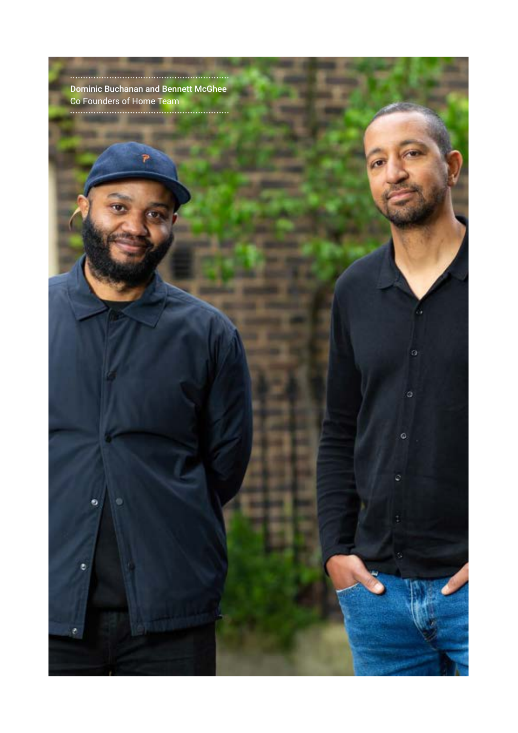Dominic Buchanan and Bennett McGhee
Co Founders of Home Team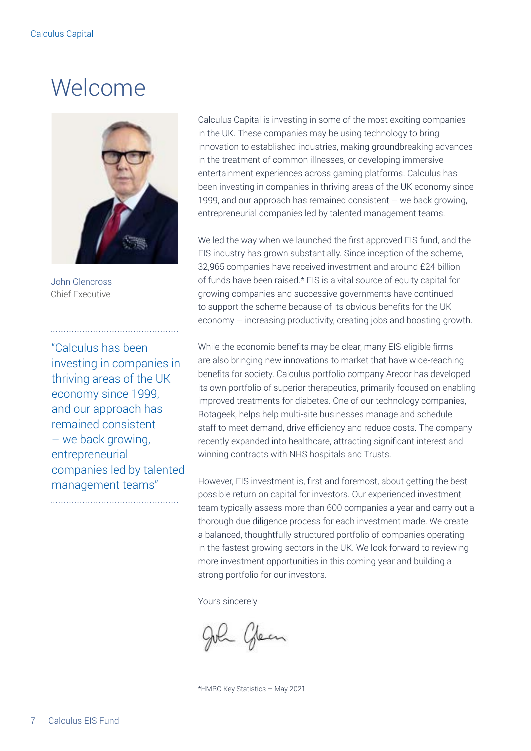# Welcome

John Glencross
Chief Executive

"Calculus has been investing in companies in thriving areas of the UK economy since 1999, and our approach has remained consistent – we back growing, entrepreneurial companies led by talented management teams"

Calculus Capital is investing in some of the most exciting companies in the UK. These companies may be using technology to bring innovation to established industries, making groundbreaking advances in the treatment of common illnesses, or developing immersive entertainment experiences across gaming platforms. Calculus has been investing in companies in thriving areas of the UK economy since 1999, and our approach has remained consistent – we back growing, entrepreneurial companies led by talented management teams.

We led the way when we launched the first approved EIS fund, and the EIS industry has grown substantially. Since inception of the scheme, 32,965 companies have received investment and around £24 billion of funds have been raised.* EIS is a vital source of equity capital for growing companies and successive governments have continued to support the scheme because of its obvious benefits for the UK economy – increasing productivity, creating jobs and boosting growth.

While the economic benefits may be clear, many EIS-eligible firms are also bringing new innovations to market that have wide-reaching benefits for society. Calculus portfolio company Arecor has developed its own portfolio of superior therapeutics, primarily focused on enabling improved treatments for diabetes. One of our technology companies, Rotageek, helps help multi-site businesses manage and schedule staff to meet demand, drive efficiency and reduce costs. The company recently expanded into healthcare, attracting significant interest and winning contracts with NHS hospitals and Trusts.

However, EIS investment is, first and foremost, about getting the best possible return on capital for investors. Our experienced investment team typically assess more than 600 companies a year and carry out a thorough due diligence process for each investment made. We create a balanced, thoughtfully structured portfolio of companies operating in the fastest growing sectors in the UK. We look forward to reviewing more investment opportunities in this coming year and building a strong portfolio for our investors.

Yours sincerely

*HMRC Key Statistics – May 2021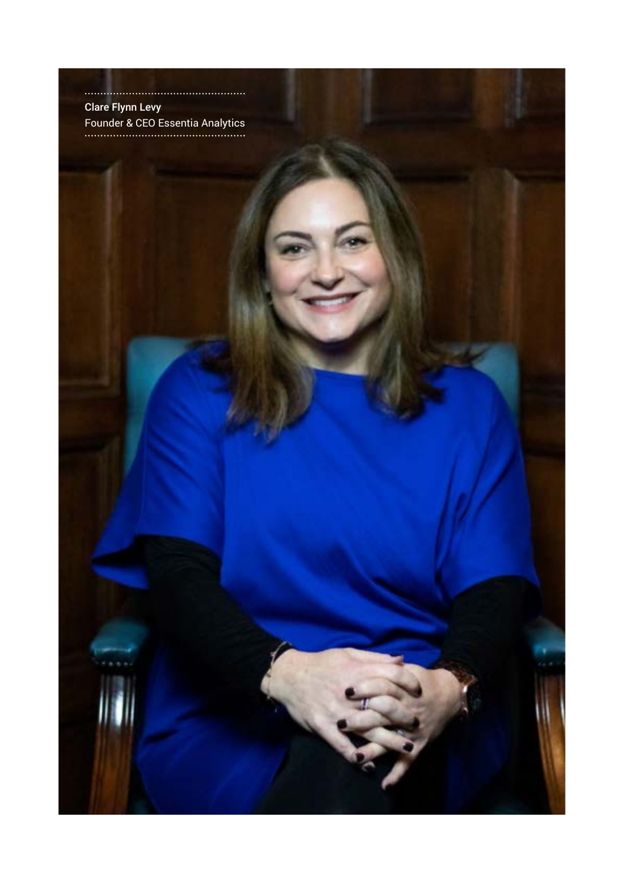**Clare Flynn Levy**
Founder & CEO Essentia Analytics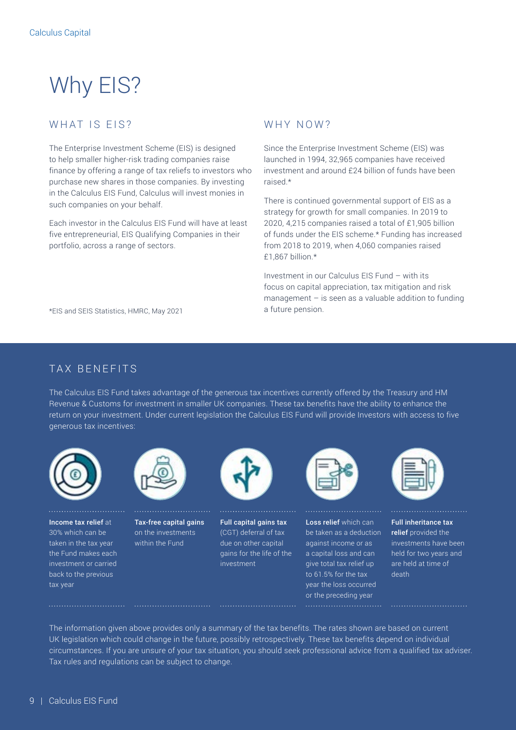# Why EIS?

## WHAT IS EIS?

The Enterprise Investment Scheme (EIS) is designed to help smaller higher-risk trading companies raise finance by offering a range of tax reliefs to investors who purchase new shares in those companies. By investing in the Calculus EIS Fund, Calculus will invest monies in such companies on your behalf.

Each investor in the Calculus EIS Fund will have at least five entrepreneurial, EIS Qualifying Companies in their portfolio, across a range of sectors.

*EIS and SEIS Statistics, HMRC, May 2021

## WHY NOW?

Since the Enterprise Investment Scheme (EIS) was launched in 1994, 32,965 companies have received investment and around £24 billion of funds have been raised.*

There is continued governmental support of EIS as a strategy for growth for small companies. In 2019 to 2020, 4,215 companies raised a total of £1,905 billion of funds under the EIS scheme.* Funding has increased from 2018 to 2019, when 4,060 companies raised £1,867 billion.*

Investment in our Calculus EIS Fund – with its focus on capital appreciation, tax mitigation and risk management – is seen as a valuable addition to funding a future pension.

## TAX BENEFITS

The Calculus EIS Fund takes advantage of the generous tax incentives currently offered by the Treasury and HM Revenue & Customs for investment in smaller UK companies. These tax benefits have the ability to enhance the return on your investment. Under current legislation the Calculus EIS Fund will provide Investors with access to five generous tax incentives:

- **Income tax relief** at 30% which can be taken in the tax year the Fund makes each investment or carried back to the previous tax year
- **Tax-free capital gains** on the investments within the Fund
- **Full capital gains tax** (CGT) deferral of tax due on other capital gains for the life of the investment
- **Loss relief** which can be taken as a deduction against income or as a capital loss and can give total tax relief up to 61.5% for the tax year the loss occurred or the preceding year
- **Full inheritance tax relief** provided the investments have been held for two years and are held at time of death

The information given above provides only a summary of the tax benefits. The rates shown are based on current UK legislation which could change in the future, possibly retrospectively. These tax benefits depend on individual circumstances. If you are unsure of your tax situation, you should seek professional advice from a qualified tax adviser. Tax rules and regulations can be subject to change.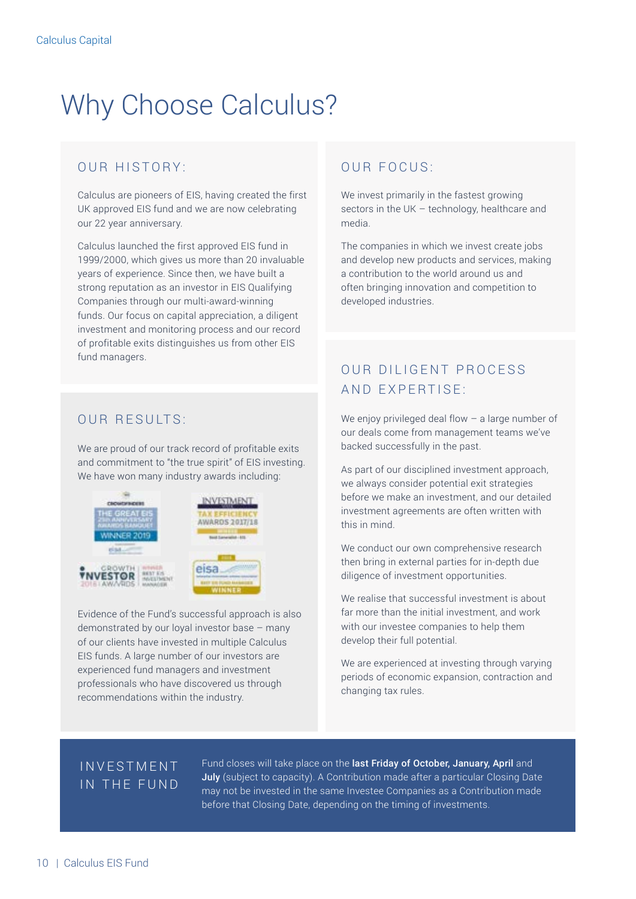# Why Choose Calculus?

## OUR HISTORY:

Calculus are pioneers of EIS, having created the first UK approved EIS fund and we are now celebrating our 22 year anniversary.

Calculus launched the first approved EIS fund in 1999/2000, which gives us more than 20 invaluable years of experience. Since then, we have built a strong reputation as an investor in EIS Qualifying Companies through our multi-award-winning funds. Our focus on capital appreciation, a diligent investment and monitoring process and our record of profitable exits distinguishes us from other EIS fund managers.

## OUR RESULTS:

We are proud of our track record of profitable exits and commitment to "the true spirit" of EIS investing. We have won many industry awards including:

Evidence of the Fund's successful approach is also demonstrated by our loyal investor base – many of our clients have invested in multiple Calculus EIS funds. A large number of our investors are experienced fund managers and investment professionals who have discovered us through recommendations within the industry.

## OUR FOCUS:

We invest primarily in the fastest growing sectors in the UK – technology, healthcare and media.

The companies in which we invest create jobs and develop new products and services, making a contribution to the world around us and often bringing innovation and competition to developed industries.

## OUR DILIGENT PROCESS AND EXPERTISE:

We enjoy privileged deal flow – a large number of our deals come from management teams we've backed successfully in the past.

As part of our disciplined investment approach, we always consider potential exit strategies before we make an investment, and our detailed investment agreements are often written with this in mind.

We conduct our own comprehensive research then bring in external parties for in-depth due diligence of investment opportunities.

We realise that successful investment is about far more than the initial investment, and work with our investee companies to help them develop their full potential.

We are experienced at investing through varying periods of economic expansion, contraction and changing tax rules.

## INVESTMENT IN THE FUND

Fund closes will take place on the **last Friday of October, January, April** and **July** (subject to capacity). A Contribution made after a particular Closing Date may not be invested in the same Investee Companies as a Contribution made before that Closing Date, depending on the timing of investments.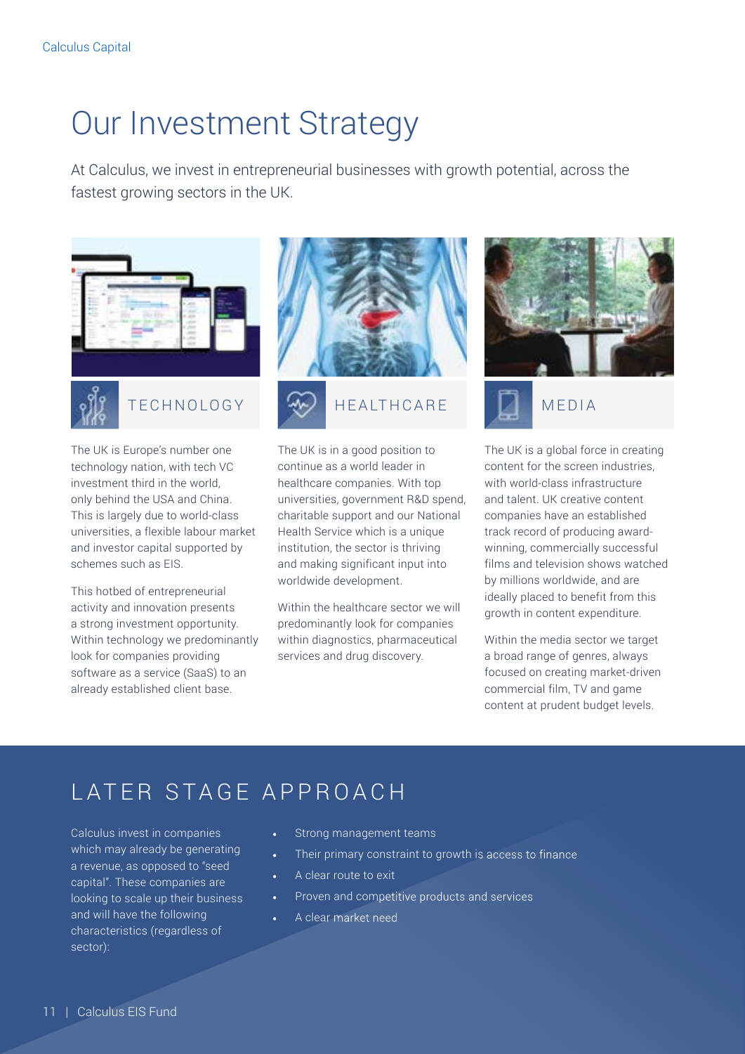# Our Investment Strategy

At Calculus, we invest in entrepreneurial businesses with growth potential, across the fastest growing sectors in the UK.

## TECHNOLOGY

The UK is Europe's number one technology nation, with tech VC investment third in the world, only behind the USA and China. This is largely due to world-class universities, a flexible labour market and investor capital supported by schemes such as EIS.

This hotbed of entrepreneurial activity and innovation presents a strong investment opportunity. Within technology we predominantly look for companies providing software as a service (SaaS) to an already established client base.

## HEALTHCARE

The UK is in a good position to continue as a world leader in healthcare companies. With top universities, government R&D spend, charitable support and our National Health Service which is a unique institution, the sector is thriving and making significant input into worldwide development.

Within the healthcare sector we will predominantly look for companies within diagnostics, pharmaceutical services and drug discovery.

## MEDIA

The UK is a global force in creating content for the screen industries, with world-class infrastructure and talent. UK creative content companies have an established track record of producing award-winning, commercially successful films and television shows watched by millions worldwide, and are ideally placed to benefit from this growth in content expenditure.

Within the media sector we target a broad range of genres, always focused on creating market-driven commercial film, TV and game content at prudent budget levels.

## LATER STAGE APPROACH

Calculus invest in companies which may already be generating a revenue, as opposed to "seed capital". These companies are looking to scale up their business and will have the following characteristics (regardless of sector):

- Strong management teams
- Their primary constraint to growth is access to finance
- A clear route to exit
- Proven and competitive products and services
- A clear market need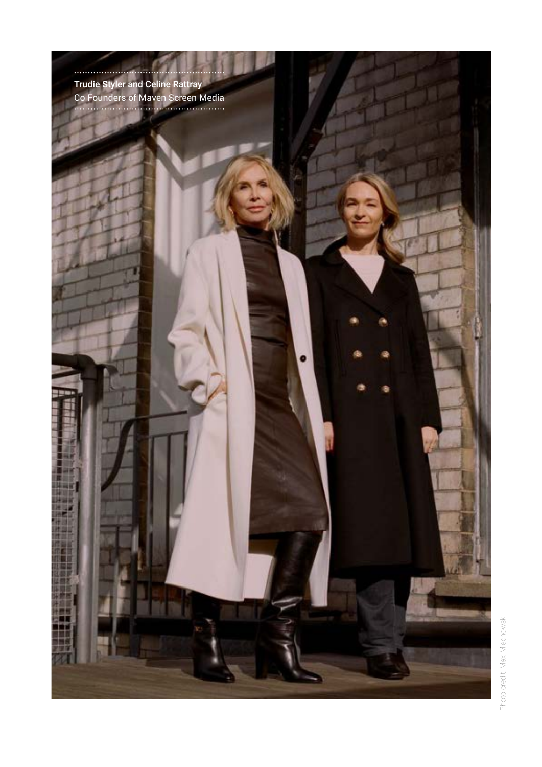**Trudie Styler and Celine Rattray**
Co Founders of Maven Screen Media

Photo credit: Max Miechowski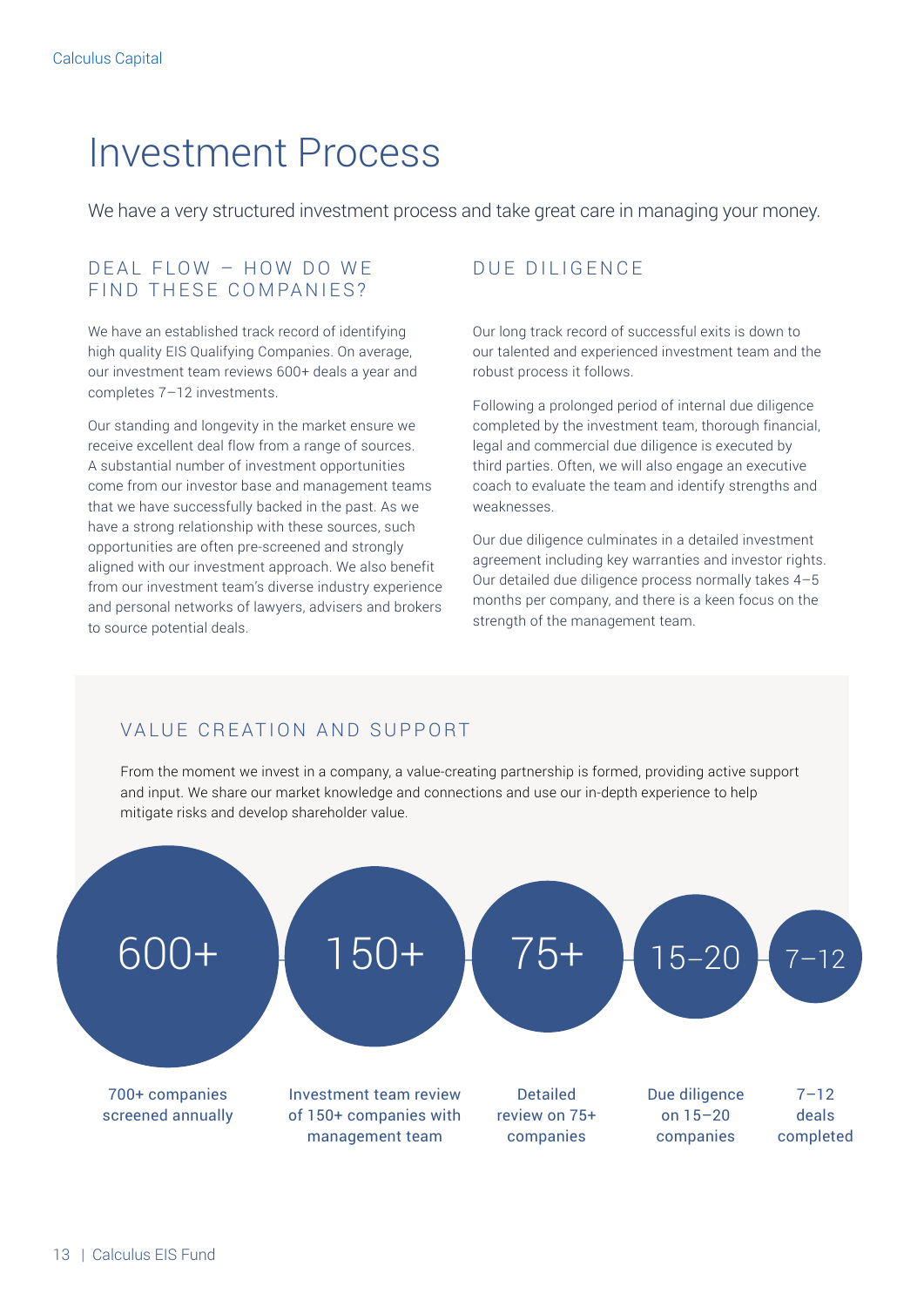# Investment Process

We have a very structured investment process and take great care in managing your money.

## DEAL FLOW – HOW DO WE FIND THESE COMPANIES?

We have an established track record of identifying high quality EIS Qualifying Companies. On average, our investment team reviews 600+ deals a year and completes 7–12 investments.

Our standing and longevity in the market ensure we receive excellent deal flow from a range of sources. A substantial number of investment opportunities come from our investor base and management teams that we have successfully backed in the past. As we have a strong relationship with these sources, such opportunities are often pre-screened and strongly aligned with our investment approach. We also benefit from our investment team's diverse industry experience and personal networks of lawyers, advisers and brokers to source potential deals.

## DUE DILIGENCE

Our long track record of successful exits is down to our talented and experienced investment team and the robust process it follows.

Following a prolonged period of internal due diligence completed by the investment team, thorough financial, legal and commercial due diligence is executed by third parties. Often, we will also engage an executive coach to evaluate the team and identify strengths and weaknesses.

Our due diligence culminates in a detailed investment agreement including key warranties and investor rights. Our detailed due diligence process normally takes 4–5 months per company, and there is a keen focus on the strength of the management team.

## VALUE CREATION AND SUPPORT

From the moment we invest in a company, a value-creating partnership is formed, providing active support and input. We share our market knowledge and connections and use our in-depth experience to help mitigate risks and develop shareholder value.

| 600+ | 150+ | 75+ | 15–20 | 7–12 |
|---|---|---|---|---|
| 700+ companies screened annually | Investment team review of 150+ companies with management team | Detailed review on 75+ companies | Due diligence on 15–20 companies | 7–12 deals completed |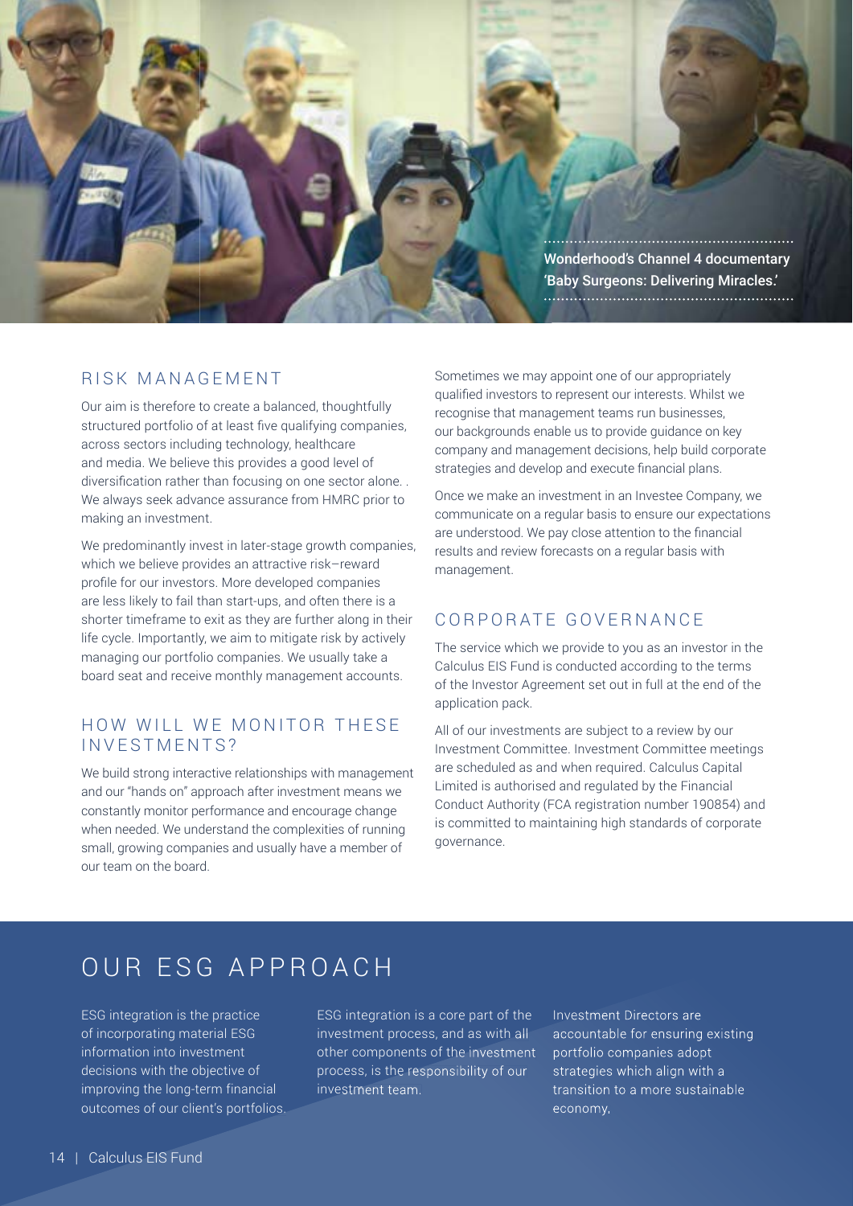Wonderhood's Channel 4 documentary 'Baby Surgeons: Delivering Miracles.'

## RISK MANAGEMENT

Our aim is therefore to create a balanced, thoughtfully structured portfolio of at least five qualifying companies, across sectors including technology, healthcare and media. We believe this provides a good level of diversification rather than focusing on one sector alone. . We always seek advance assurance from HMRC prior to making an investment.

We predominantly invest in later-stage growth companies, which we believe provides an attractive risk–reward profile for our investors. More developed companies are less likely to fail than start-ups, and often there is a shorter timeframe to exit as they are further along in their life cycle. Importantly, we aim to mitigate risk by actively managing our portfolio companies. We usually take a board seat and receive monthly management accounts.

## HOW WILL WE MONITOR THESE INVESTMENTS?

We build strong interactive relationships with management and our "hands on" approach after investment means we constantly monitor performance and encourage change when needed. We understand the complexities of running small, growing companies and usually have a member of our team on the board.

Sometimes we may appoint one of our appropriately qualified investors to represent our interests. Whilst we recognise that management teams run businesses, our backgrounds enable us to provide guidance on key company and management decisions, help build corporate strategies and develop and execute financial plans.

Once we make an investment in an Investee Company, we communicate on a regular basis to ensure our expectations are understood. We pay close attention to the financial results and review forecasts on a regular basis with management.

## CORPORATE GOVERNANCE

The service which we provide to you as an investor in the Calculus EIS Fund is conducted according to the terms of the Investor Agreement set out in full at the end of the application pack.

All of our investments are subject to a review by our Investment Committee. Investment Committee meetings are scheduled as and when required. Calculus Capital Limited is authorised and regulated by the Financial Conduct Authority (FCA registration number 190854) and is committed to maintaining high standards of corporate governance.

# OUR ESG APPROACH

ESG integration is the practice of incorporating material ESG information into investment decisions with the objective of improving the long-term financial outcomes of our client's portfolios.

ESG integration is a core part of the investment process, and as with all other components of the investment process, is the responsibility of our investment team.

Investment Directors are accountable for ensuring existing portfolio companies adopt strategies which align with a transition to a more sustainable economy,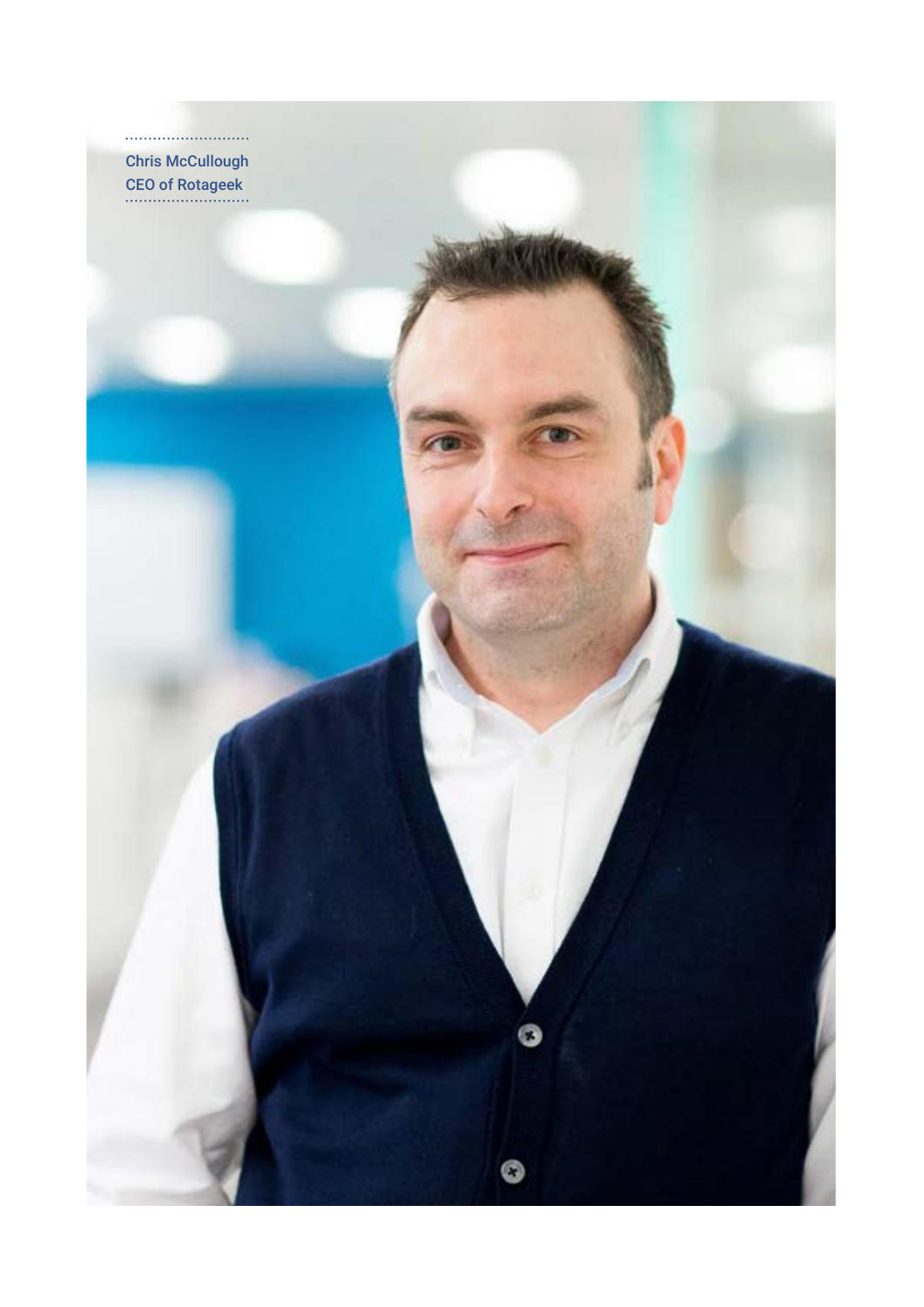Chris McCullough
CEO of Rotageek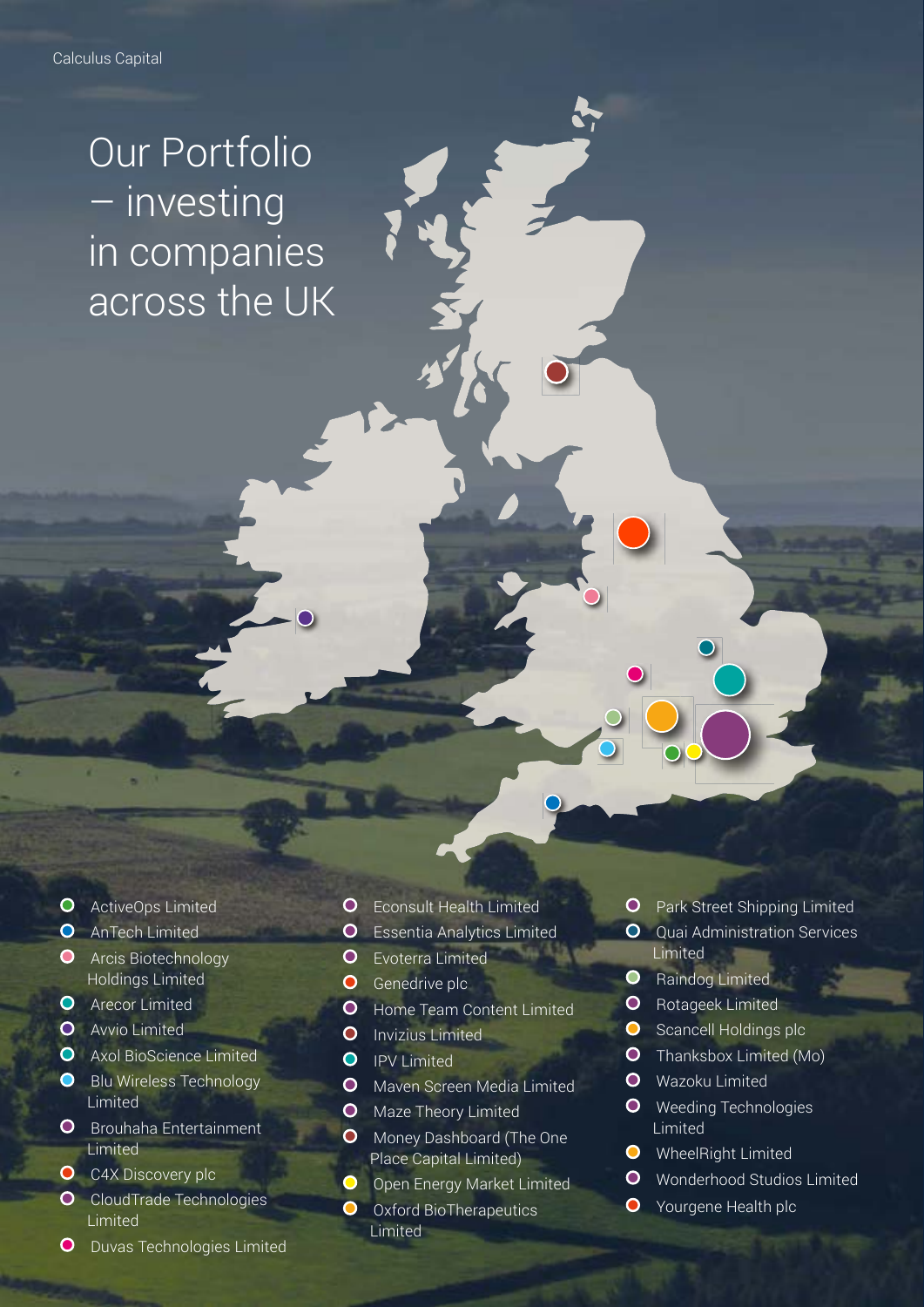# Our Portfolio – investing in companies across the UK

- ActiveOps Limited
- AnTech Limited
- Arcis Biotechnology Holdings Limited
- Arecor Limited
- Avvio Limited
- Axol BioScience Limited
- Blu Wireless Technology Limited
- Brouhaha Entertainment Limited
- C4X Discovery plc
- CloudTrade Technologies Limited
- Duvas Technologies Limited
- Econsult Health Limited
- Essentia Analytics Limited
- Evoterra Limited
- Genedrive plc
- Home Team Content Limited
- Invizius Limited
- IPV Limited
- Maven Screen Media Limited
- Maze Theory Limited
- Money Dashboard (The One Place Capital Limited)
- Open Energy Market Limited
- Oxford BioTherapeutics Limited
- Park Street Shipping Limited
- Quai Administration Services Limited
- Raindog Limited
- Rotageek Limited
- Scancell Holdings plc
- Thanksbox Limited (Mo)
- Wazoku Limited
- Weeding Technologies Limited
- WheelRight Limited
- Wonderhood Studios Limited
- Yourgene Health plc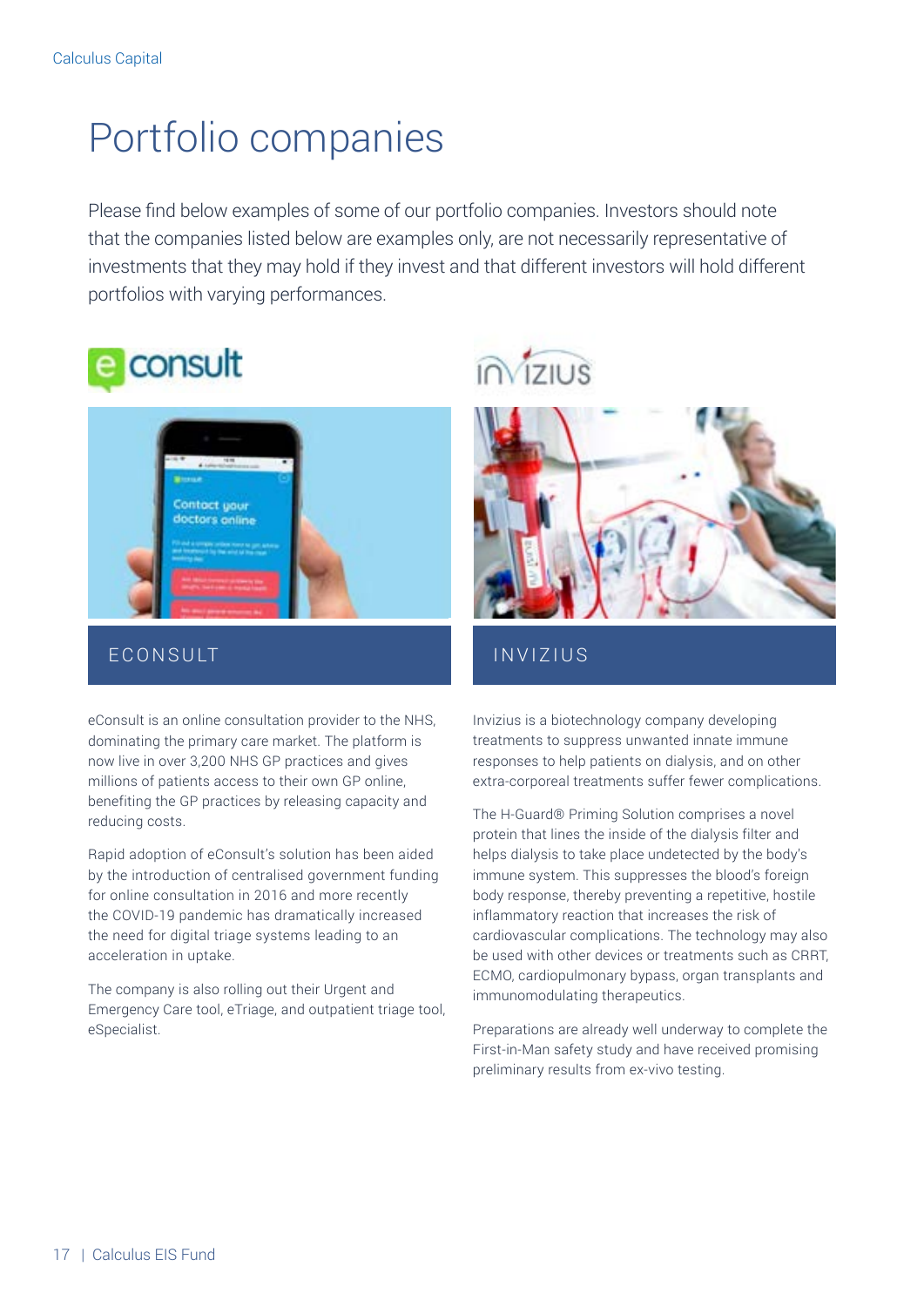# Portfolio companies

Please find below examples of some of our portfolio companies. Investors should note that the companies listed below are examples only, are not necessarily representative of investments that they may hold if they invest and that different investors will hold different portfolios with varying performances.

## ECONSULT

eConsult is an online consultation provider to the NHS, dominating the primary care market. The platform is now live in over 3,200 NHS GP practices and gives millions of patients access to their own GP online, benefiting the GP practices by releasing capacity and reducing costs.

Rapid adoption of eConsult's solution has been aided by the introduction of centralised government funding for online consultation in 2016 and more recently the COVID-19 pandemic has dramatically increased the need for digital triage systems leading to an acceleration in uptake.

The company is also rolling out their Urgent and Emergency Care tool, eTriage, and outpatient triage tool, eSpecialist.

## INVIZIUS

Invizius is a biotechnology company developing treatments to suppress unwanted innate immune responses to help patients on dialysis, and on other extra-corporeal treatments suffer fewer complications.

The H-Guard® Priming Solution comprises a novel protein that lines the inside of the dialysis filter and helps dialysis to take place undetected by the body's immune system. This suppresses the blood's foreign body response, thereby preventing a repetitive, hostile inflammatory reaction that increases the risk of cardiovascular complications. The technology may also be used with other devices or treatments such as CRRT, ECMO, cardiopulmonary bypass, organ transplants and immunomodulating therapeutics.

Preparations are already well underway to complete the First-in-Man safety study and have received promising preliminary results from ex-vivo testing.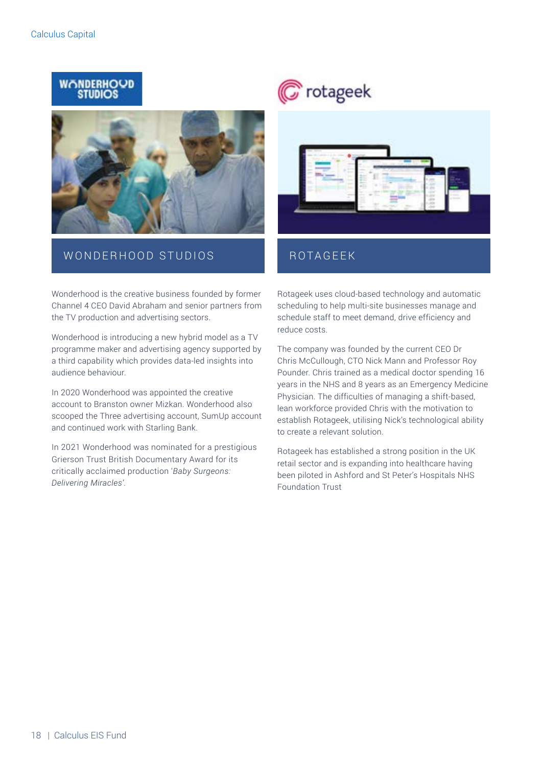## WONDERHOOD STUDIOS

Wonderhood is the creative business founded by former Channel 4 CEO David Abraham and senior partners from the TV production and advertising sectors.

Wonderhood is introducing a new hybrid model as a TV programme maker and advertising agency supported by a third capability which provides data-led insights into audience behaviour.

In 2020 Wonderhood was appointed the creative account to Branston owner Mizkan. Wonderhood also scooped the Three advertising account, SumUp account and continued work with Starling Bank.

In 2021 Wonderhood was nominated for a prestigious Grierson Trust British Documentary Award for its critically acclaimed production '*Baby Surgeons: Delivering Miracles*'.

## ROTAGEEK

Rotageek uses cloud-based technology and automatic scheduling to help multi-site businesses manage and schedule staff to meet demand, drive efficiency and reduce costs.

The company was founded by the current CEO Dr Chris McCullough, CTO Nick Mann and Professor Roy Pounder. Chris trained as a medical doctor spending 16 years in the NHS and 8 years as an Emergency Medicine Physician. The difficulties of managing a shift-based, lean workforce provided Chris with the motivation to establish Rotageek, utilising Nick's technological ability to create a relevant solution.

Rotageek has established a strong position in the UK retail sector and is expanding into healthcare having been piloted in Ashford and St Peter's Hospitals NHS Foundation Trust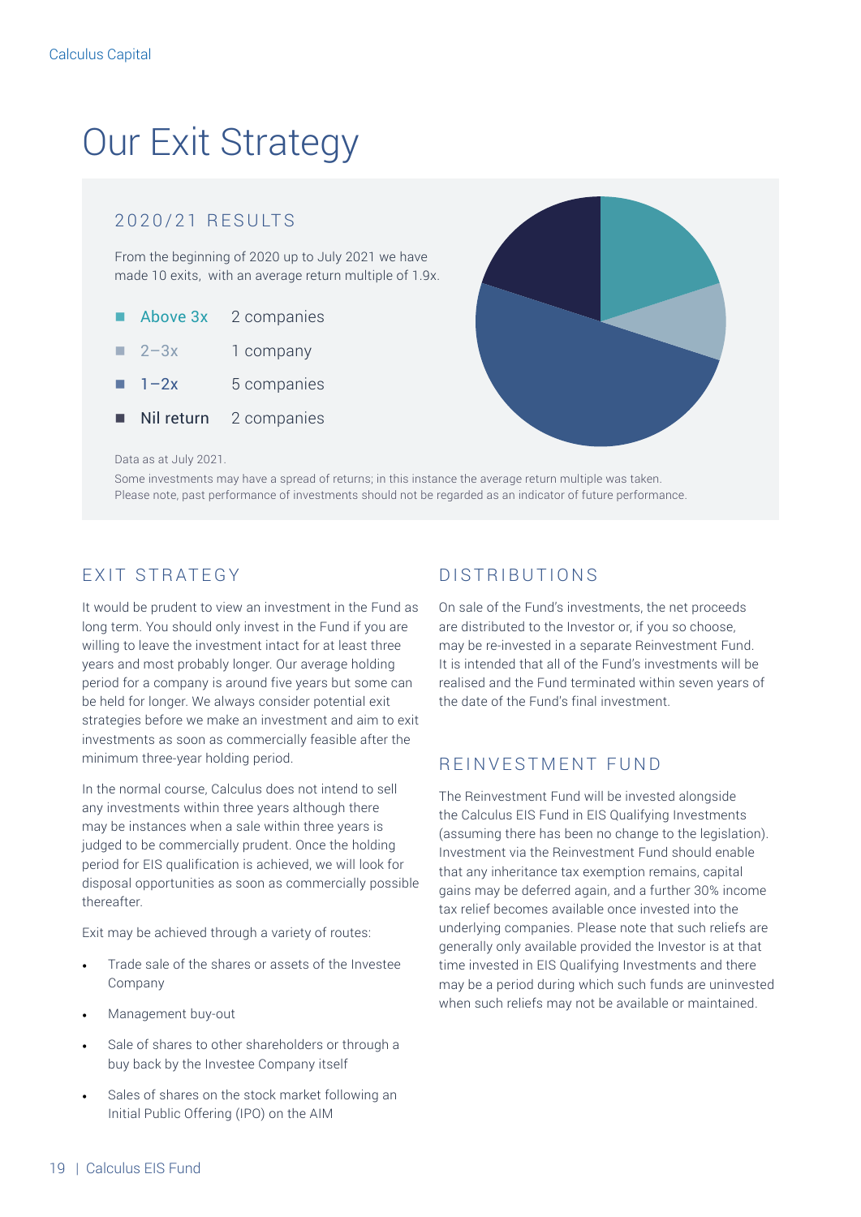# Our Exit Strategy

## 2020/21 RESULTS

From the beginning of 2020 up to July 2021 we have made 10 exits, with an average return multiple of 1.9x.

| | |
|---|---|
| Above 3x | 2 companies |
| 2–3x | 1 company |
| 1–2x | 5 companies |
| Nil return | 2 companies |

Data as at July 2021.

Some investments may have a spread of returns; in this instance the average return multiple was taken.
Please note, past performance of investments should not be regarded as an indicator of future performance.

## EXIT STRATEGY

It would be prudent to view an investment in the Fund as long term. You should only invest in the Fund if you are willing to leave the investment intact for at least three years and most probably longer. Our average holding period for a company is around five years but some can be held for longer. We always consider potential exit strategies before we make an investment and aim to exit investments as soon as commercially feasible after the minimum three-year holding period.

In the normal course, Calculus does not intend to sell any investments within three years although there may be instances when a sale within three years is judged to be commercially prudent. Once the holding period for EIS qualification is achieved, we will look for disposal opportunities as soon as commercially possible thereafter.

Exit may be achieved through a variety of routes:

- Trade sale of the shares or assets of the Investee Company
- Management buy-out
- Sale of shares to other shareholders or through a buy back by the Investee Company itself
- Sales of shares on the stock market following an Initial Public Offering (IPO) on the AIM

## DISTRIBUTIONS

On sale of the Fund's investments, the net proceeds are distributed to the Investor or, if you so choose, may be re-invested in a separate Reinvestment Fund. It is intended that all of the Fund's investments will be realised and the Fund terminated within seven years of the date of the Fund's final investment.

## REINVESTMENT FUND

The Reinvestment Fund will be invested alongside the Calculus EIS Fund in EIS Qualifying Investments (assuming there has been no change to the legislation). Investment via the Reinvestment Fund should enable that any inheritance tax exemption remains, capital gains may be deferred again, and a further 30% income tax relief becomes available once invested into the underlying companies. Please note that such reliefs are generally only available provided the Investor is at that time invested in EIS Qualifying Investments and there may be a period during which such funds are uninvested when such reliefs may not be available or maintained.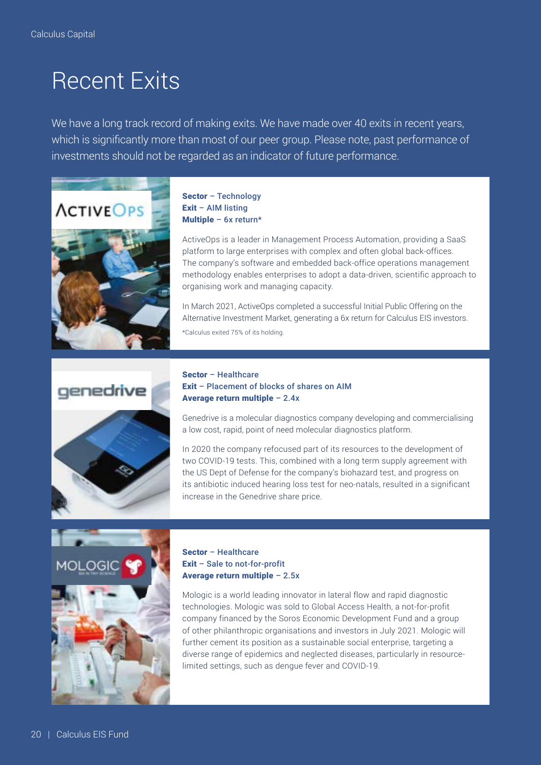# Recent Exits

We have a long track record of making exits. We have made over 40 exits in recent years, which is significantly more than most of our peer group. Please note, past performance of investments should not be regarded as an indicator of future performance.

## ActiveOps

**Sector** – Technology
**Exit** – AIM listing
**Multiple** – 6x return*

ActiveOps is a leader in Management Process Automation, providing a SaaS platform to large enterprises with complex and often global back-offices. The company's software and embedded back-office operations management methodology enables enterprises to adopt a data-driven, scientific approach to organising work and managing capacity.

In March 2021, ActiveOps completed a successful Initial Public Offering on the Alternative Investment Market, generating a 6x return for Calculus EIS investors.

*Calculus exited 75% of its holding.

## genedrive

**Sector** – Healthcare
**Exit** – Placement of blocks of shares on AIM
**Average return multiple** – 2.4x

Genedrive is a molecular diagnostics company developing and commercialising a low cost, rapid, point of need molecular diagnostics platform.

In 2020 the company refocused part of its resources to the development of two COVID-19 tests. This, combined with a long term supply agreement with the US Dept of Defense for the company's biohazard test, and progress on its antibiotic induced hearing loss test for neo-natals, resulted in a significant increase in the Genedrive share price.

## MOLOGIC

**Sector** – Healthcare
**Exit** – Sale to not-for-profit
**Average return multiple** – 2.5x

Mologic is a world leading innovator in lateral flow and rapid diagnostic technologies. Mologic was sold to Global Access Health, a not-for-profit company financed by the Soros Economic Development Fund and a group of other philanthropic organisations and investors in July 2021. Mologic will further cement its position as a sustainable social enterprise, targeting a diverse range of epidemics and neglected diseases, particularly in resource-limited settings, such as dengue fever and COVID-19.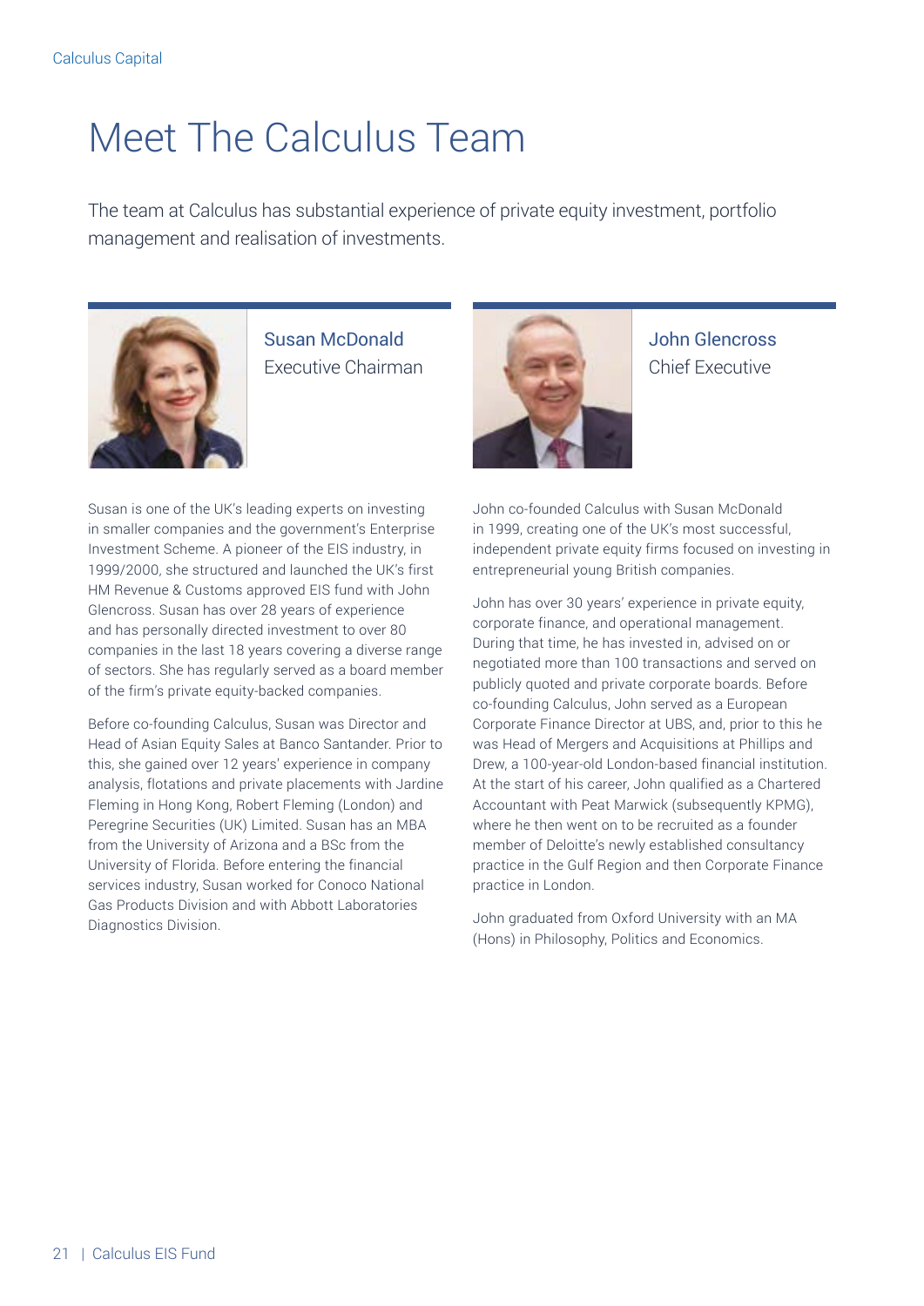# Meet The Calculus Team

The team at Calculus has substantial experience of private equity investment, portfolio management and realisation of investments.

## Susan McDonald
Executive Chairman

Susan is one of the UK's leading experts on investing in smaller companies and the government's Enterprise Investment Scheme. A pioneer of the EIS industry, in 1999/2000, she structured and launched the UK's first HM Revenue & Customs approved EIS fund with John Glencross. Susan has over 28 years of experience and has personally directed investment to over 80 companies in the last 18 years covering a diverse range of sectors. She has regularly served as a board member of the firm's private equity-backed companies.

Before co-founding Calculus, Susan was Director and Head of Asian Equity Sales at Banco Santander. Prior to this, she gained over 12 years' experience in company analysis, flotations and private placements with Jardine Fleming in Hong Kong, Robert Fleming (London) and Peregrine Securities (UK) Limited. Susan has an MBA from the University of Arizona and a BSc from the University of Florida. Before entering the financial services industry, Susan worked for Conoco National Gas Products Division and with Abbott Laboratories Diagnostics Division.

## John Glencross
Chief Executive

John co-founded Calculus with Susan McDonald in 1999, creating one of the UK's most successful, independent private equity firms focused on investing in entrepreneurial young British companies.

John has over 30 years' experience in private equity, corporate finance, and operational management. During that time, he has invested in, advised on or negotiated more than 100 transactions and served on publicly quoted and private corporate boards. Before co-founding Calculus, John served as a European Corporate Finance Director at UBS, and, prior to this he was Head of Mergers and Acquisitions at Phillips and Drew, a 100-year-old London-based financial institution. At the start of his career, John qualified as a Chartered Accountant with Peat Marwick (subsequently KPMG), where he then went on to be recruited as a founder member of Deloitte's newly established consultancy practice in the Gulf Region and then Corporate Finance practice in London.

John graduated from Oxford University with an MA (Hons) in Philosophy, Politics and Economics.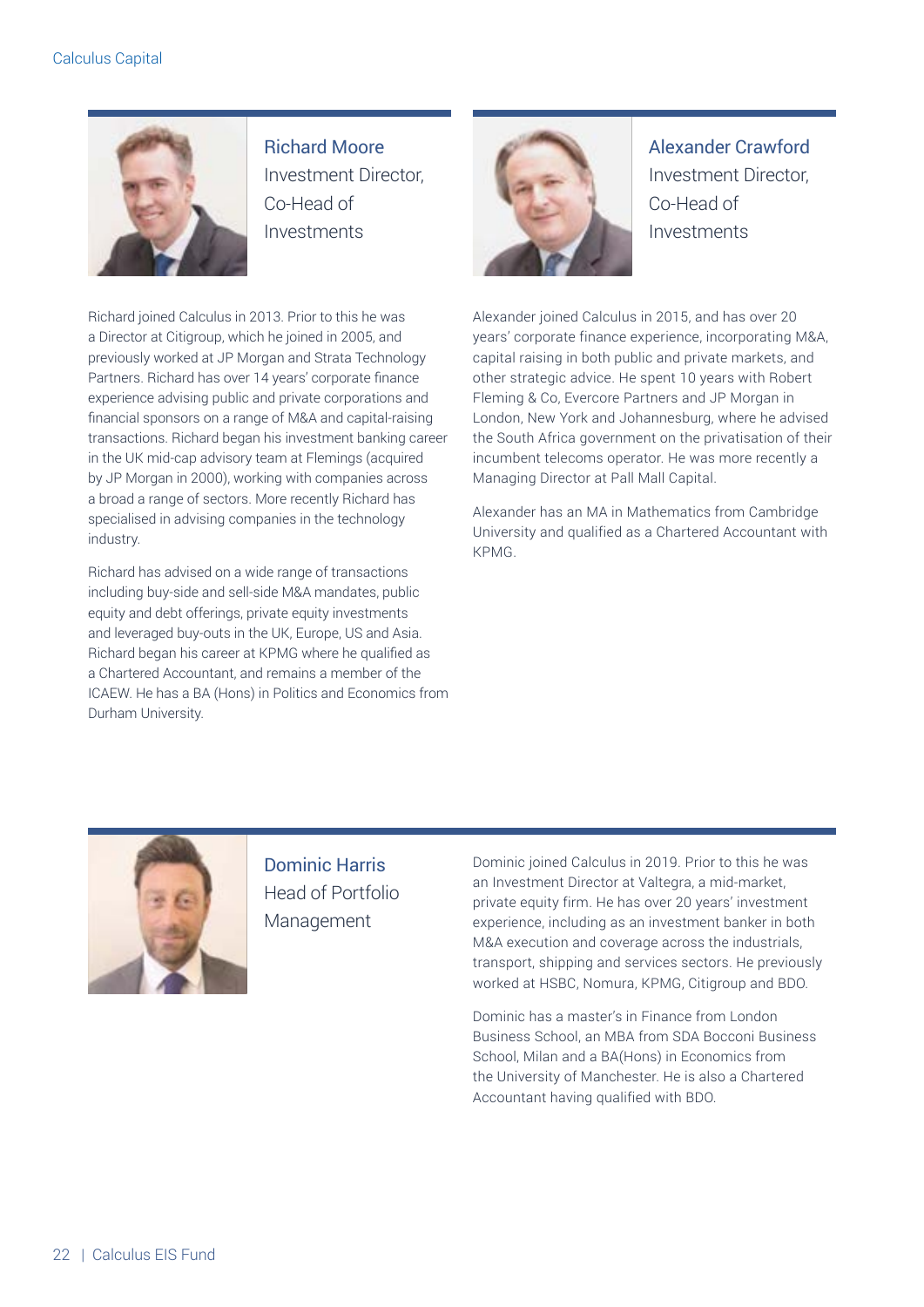### Richard Moore
Investment Director, Co-Head of Investments

Richard joined Calculus in 2013. Prior to this he was a Director at Citigroup, which he joined in 2005, and previously worked at JP Morgan and Strata Technology Partners. Richard has over 14 years' corporate finance experience advising public and private corporations and financial sponsors on a range of M&A and capital-raising transactions. Richard began his investment banking career in the UK mid-cap advisory team at Flemings (acquired by JP Morgan in 2000), working with companies across a broad a range of sectors. More recently Richard has specialised in advising companies in the technology industry.

Richard has advised on a wide range of transactions including buy-side and sell-side M&A mandates, public equity and debt offerings, private equity investments and leveraged buy-outs in the UK, Europe, US and Asia. Richard began his career at KPMG where he qualified as a Chartered Accountant, and remains a member of the ICAEW. He has a BA (Hons) in Politics and Economics from Durham University.

### Alexander Crawford
Investment Director, Co-Head of Investments

Alexander joined Calculus in 2015, and has over 20 years' corporate finance experience, incorporating M&A, capital raising in both public and private markets, and other strategic advice. He spent 10 years with Robert Fleming & Co, Evercore Partners and JP Morgan in London, New York and Johannesburg, where he advised the South Africa government on the privatisation of their incumbent telecoms operator. He was more recently a Managing Director at Pall Mall Capital.

Alexander has an MA in Mathematics from Cambridge University and qualified as a Chartered Accountant with KPMG.

### Dominic Harris
Head of Portfolio Management

Dominic joined Calculus in 2019. Prior to this he was an Investment Director at Valtegra, a mid-market, private equity firm. He has over 20 years' investment experience, including as an investment banker in both M&A execution and coverage across the industrials, transport, shipping and services sectors. He previously worked at HSBC, Nomura, KPMG, Citigroup and BDO.

Dominic has a master's in Finance from London Business School, an MBA from SDA Bocconi Business School, Milan and a BA(Hons) in Economics from the University of Manchester. He is also a Chartered Accountant having qualified with BDO.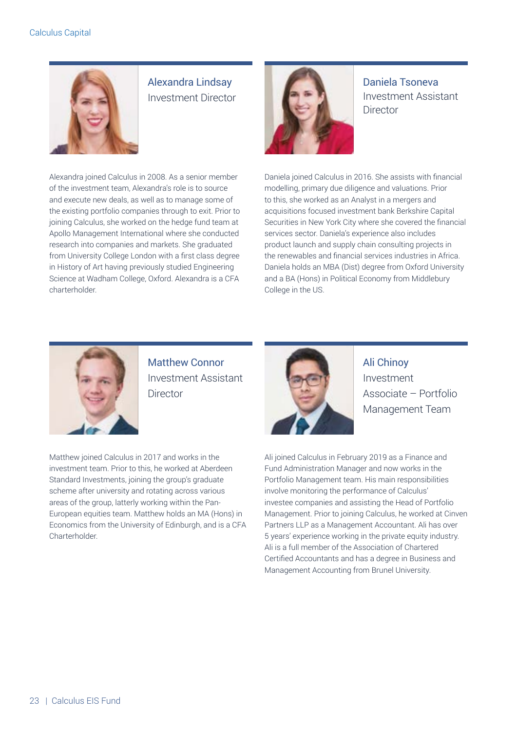## Alexandra Lindsay
Investment Director

Alexandra joined Calculus in 2008. As a senior member of the investment team, Alexandra's role is to source and execute new deals, as well as to manage some of the existing portfolio companies through to exit. Prior to joining Calculus, she worked on the hedge fund team at Apollo Management International where she conducted research into companies and markets. She graduated from University College London with a first class degree in History of Art having previously studied Engineering Science at Wadham College, Oxford. Alexandra is a CFA charterholder.

## Daniela Tsoneva
Investment Assistant Director

Daniela joined Calculus in 2016. She assists with financial modelling, primary due diligence and valuations. Prior to this, she worked as an Analyst in a mergers and acquisitions focused investment bank Berkshire Capital Securities in New York City where she covered the financial services sector. Daniela's experience also includes product launch and supply chain consulting projects in the renewables and financial services industries in Africa. Daniela holds an MBA (Dist) degree from Oxford University and a BA (Hons) in Political Economy from Middlebury College in the US.

## Matthew Connor
Investment Assistant Director

Matthew joined Calculus in 2017 and works in the investment team. Prior to this, he worked at Aberdeen Standard Investments, joining the group's graduate scheme after university and rotating across various areas of the group, latterly working within the Pan-European equities team. Matthew holds an MA (Hons) in Economics from the University of Edinburgh, and is a CFA Charterholder.

## Ali Chinoy
Investment Associate – Portfolio Management Team

Ali joined Calculus in February 2019 as a Finance and Fund Administration Manager and now works in the Portfolio Management team. His main responsibilities involve monitoring the performance of Calculus' investee companies and assisting the Head of Portfolio Management. Prior to joining Calculus, he worked at Cinven Partners LLP as a Management Accountant. Ali has over 5 years' experience working in the private equity industry. Ali is a full member of the Association of Chartered Certified Accountants and has a degree in Business and Management Accounting from Brunel University.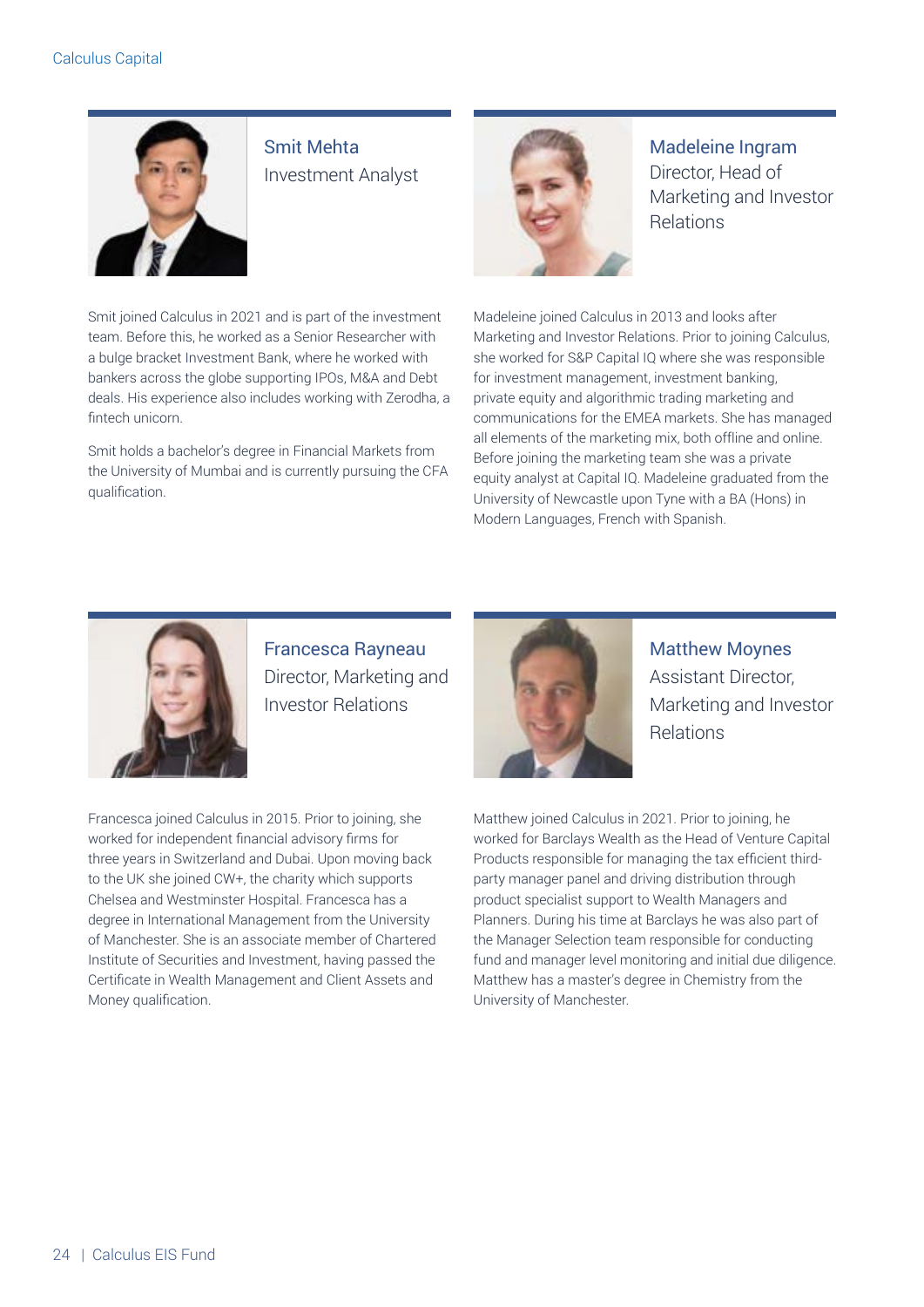### Smit Mehta
Investment Analyst

Smit joined Calculus in 2021 and is part of the investment team. Before this, he worked as a Senior Researcher with a bulge bracket Investment Bank, where he worked with bankers across the globe supporting IPOs, M&A and Debt deals. His experience also includes working with Zerodha, a fintech unicorn.

Smit holds a bachelor's degree in Financial Markets from the University of Mumbai and is currently pursuing the CFA qualification.

### Madeleine Ingram
Director, Head of Marketing and Investor Relations

Madeleine joined Calculus in 2013 and looks after Marketing and Investor Relations. Prior to joining Calculus, she worked for S&P Capital IQ where she was responsible for investment management, investment banking, private equity and algorithmic trading marketing and communications for the EMEA markets. She has managed all elements of the marketing mix, both offline and online. Before joining the marketing team she was a private equity analyst at Capital IQ. Madeleine graduated from the University of Newcastle upon Tyne with a BA (Hons) in Modern Languages, French with Spanish.

### Francesca Rayneau
Director, Marketing and Investor Relations

Francesca joined Calculus in 2015. Prior to joining, she worked for independent financial advisory firms for three years in Switzerland and Dubai. Upon moving back to the UK she joined CW+, the charity which supports Chelsea and Westminster Hospital. Francesca has a degree in International Management from the University of Manchester. She is an associate member of Chartered Institute of Securities and Investment, having passed the Certificate in Wealth Management and Client Assets and Money qualification.

### Matthew Moynes
Assistant Director, Marketing and Investor Relations

Matthew joined Calculus in 2021. Prior to joining, he worked for Barclays Wealth as the Head of Venture Capital Products responsible for managing the tax efficient third-party manager panel and driving distribution through product specialist support to Wealth Managers and Planners. During his time at Barclays he was also part of the Manager Selection team responsible for conducting fund and manager level monitoring and initial due diligence. Matthew has a master's degree in Chemistry from the University of Manchester.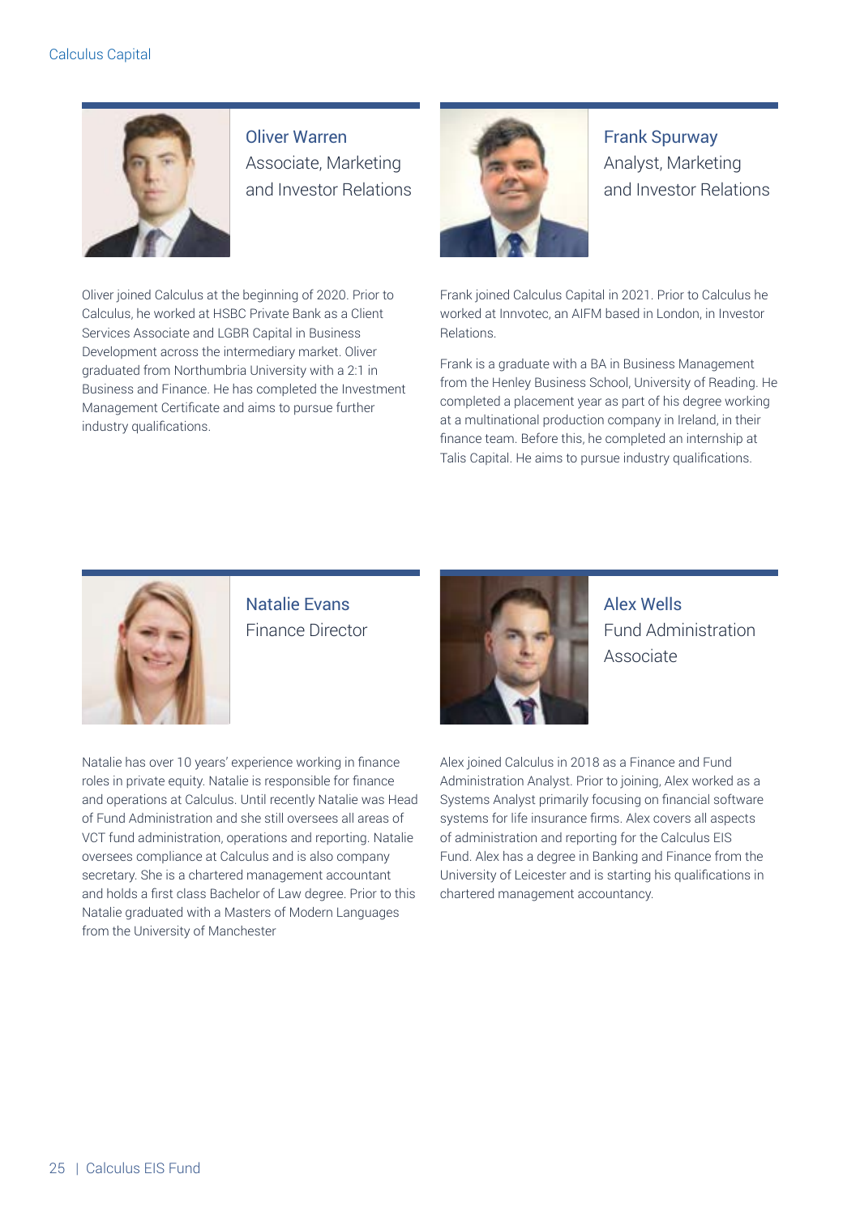### Oliver Warren
Associate, Marketing and Investor Relations

Oliver joined Calculus at the beginning of 2020. Prior to Calculus, he worked at HSBC Private Bank as a Client Services Associate and LGBR Capital in Business Development across the intermediary market. Oliver graduated from Northumbria University with a 2:1 in Business and Finance. He has completed the Investment Management Certificate and aims to pursue further industry qualifications.

### Frank Spurway
Analyst, Marketing and Investor Relations

Frank joined Calculus Capital in 2021. Prior to Calculus he worked at Innvotec, an AIFM based in London, in Investor Relations.

Frank is a graduate with a BA in Business Management from the Henley Business School, University of Reading. He completed a placement year as part of his degree working at a multinational production company in Ireland, in their finance team. Before this, he completed an internship at Talis Capital. He aims to pursue industry qualifications.

### Natalie Evans
Finance Director

Natalie has over 10 years' experience working in finance roles in private equity. Natalie is responsible for finance and operations at Calculus. Until recently Natalie was Head of Fund Administration and she still oversees all areas of VCT fund administration, operations and reporting. Natalie oversees compliance at Calculus and is also company secretary. She is a chartered management accountant and holds a first class Bachelor of Law degree. Prior to this Natalie graduated with a Masters of Modern Languages from the University of Manchester

### Alex Wells
Fund Administration Associate

Alex joined Calculus in 2018 as a Finance and Fund Administration Analyst. Prior to joining, Alex worked as a Systems Analyst primarily focusing on financial software systems for life insurance firms. Alex covers all aspects of administration and reporting for the Calculus EIS Fund. Alex has a degree in Banking and Finance from the University of Leicester and is starting his qualifications in chartered management accountancy.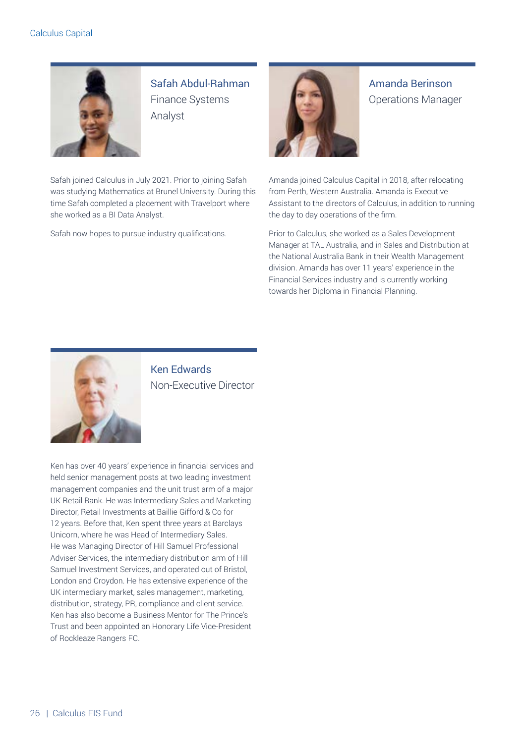## Safah Abdul-Rahman

Finance Systems Analyst

Safah joined Calculus in July 2021. Prior to joining Safah was studying Mathematics at Brunel University. During this time Safah completed a placement with Travelport where she worked as a BI Data Analyst.

Safah now hopes to pursue industry qualifications.

## Amanda Berinson

Operations Manager

Amanda joined Calculus Capital in 2018, after relocating from Perth, Western Australia. Amanda is Executive Assistant to the directors of Calculus, in addition to running the day to day operations of the firm.

Prior to Calculus, she worked as a Sales Development Manager at TAL Australia, and in Sales and Distribution at the National Australia Bank in their Wealth Management division. Amanda has over 11 years' experience in the Financial Services industry and is currently working towards her Diploma in Financial Planning.

## Ken Edwards

Non-Executive Director

Ken has over 40 years' experience in financial services and held senior management posts at two leading investment management companies and the unit trust arm of a major UK Retail Bank. He was Intermediary Sales and Marketing Director, Retail Investments at Baillie Gifford & Co for 12 years. Before that, Ken spent three years at Barclays Unicorn, where he was Head of Intermediary Sales. He was Managing Director of Hill Samuel Professional Adviser Services, the intermediary distribution arm of Hill Samuel Investment Services, and operated out of Bristol, London and Croydon. He has extensive experience of the UK intermediary market, sales management, marketing, distribution, strategy, PR, compliance and client service. Ken has also become a Business Mentor for The Prince's Trust and been appointed an Honorary Life Vice-President of Rockleaze Rangers FC.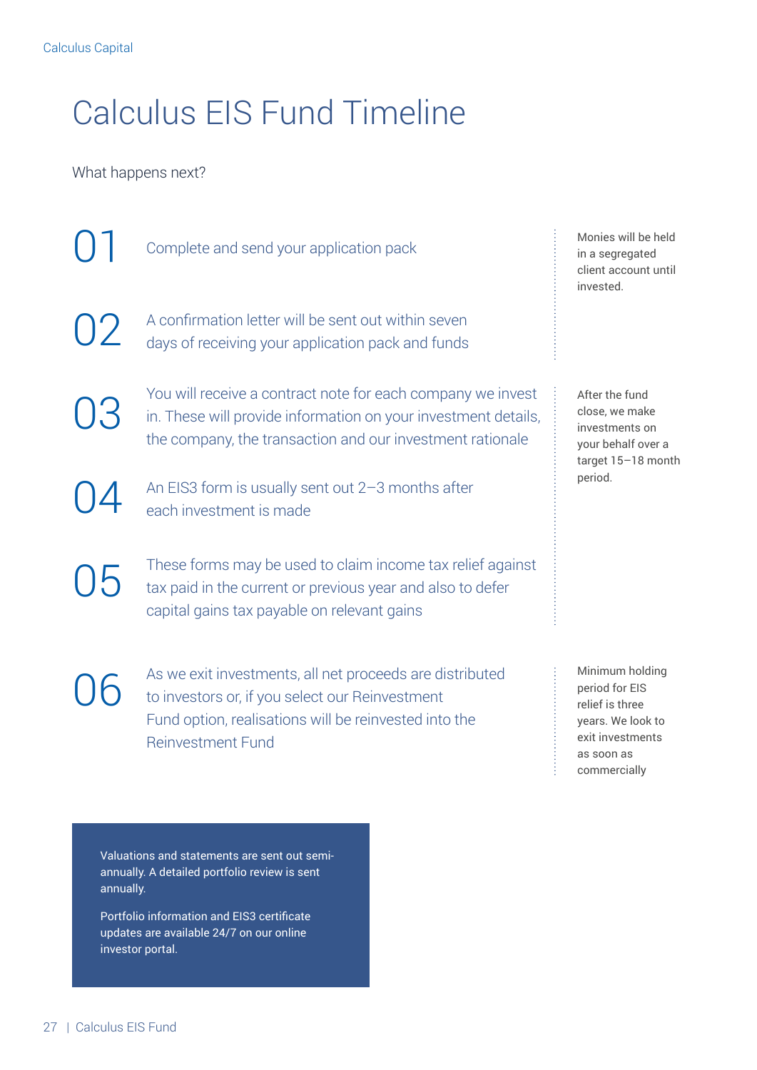# Calculus EIS Fund Timeline

What happens next?

01 Complete and send your application pack

02 A confirmation letter will be sent out within seven days of receiving your application pack and funds

Monies will be held in a segregated client account until invested.

03 You will receive a contract note for each company we invest in. These will provide information on your investment details, the company, the transaction and our investment rationale

04 An EIS3 form is usually sent out 2–3 months after each investment is made

05 These forms may be used to claim income tax relief against tax paid in the current or previous year and also to defer capital gains tax payable on relevant gains

After the fund close, we make investments on your behalf over a target 15–18 month period.

06 As we exit investments, all net proceeds are distributed to investors or, if you select our Reinvestment Fund option, realisations will be reinvested into the Reinvestment Fund

Minimum holding period for EIS relief is three years. We look to exit investments as soon as commercially

Valuations and statements are sent out semi-annually. A detailed portfolio review is sent annually.

Portfolio information and EIS3 certificate updates are available 24/7 on our online investor portal.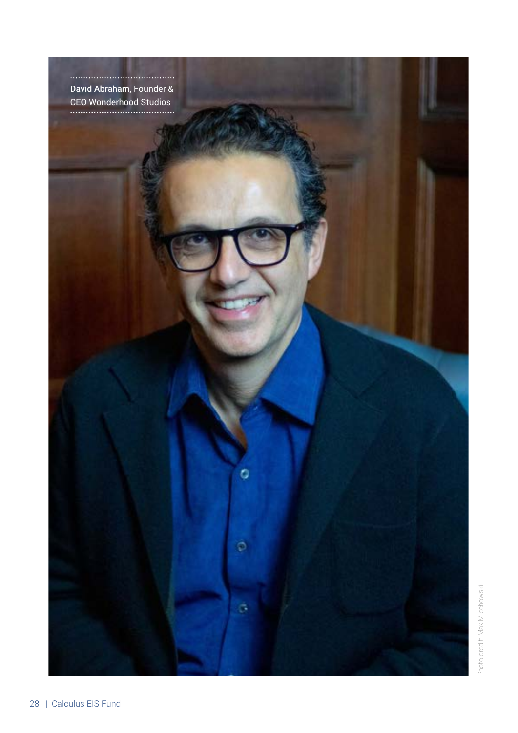**David Abraham**, Founder & CEO Wonderhood Studios

Photo credit: Max Miechowski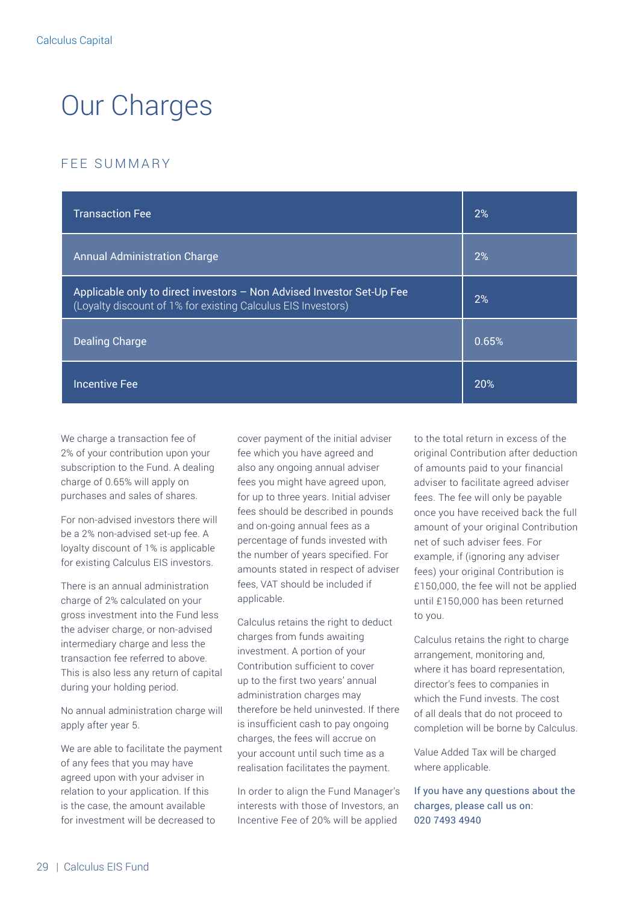# Our Charges

## FEE SUMMARY

| Fee | Rate |
|---|---|
| Transaction Fee | 2% |
| Annual Administration Charge | 2% |
| Applicable only to direct investors – Non Advised Investor Set-Up Fee (Loyalty discount of 1% for existing Calculus EIS Investors) | 2% |
| Dealing Charge | 0.65% |
| Incentive Fee | 20% |

We charge a transaction fee of 2% of your contribution upon your subscription to the Fund. A dealing charge of 0.65% will apply on purchases and sales of shares.

For non-advised investors there will be a 2% non-advised set-up fee. A loyalty discount of 1% is applicable for existing Calculus EIS investors.

There is an annual administration charge of 2% calculated on your gross investment into the Fund less the adviser charge, or non-advised intermediary charge and less the transaction fee referred to above. This is also less any return of capital during your holding period.

No annual administration charge will apply after year 5.

We are able to facilitate the payment of any fees that you may have agreed upon with your adviser in relation to your application. If this is the case, the amount available for investment will be decreased to cover payment of the initial adviser fee which you have agreed and also any ongoing annual adviser fees you might have agreed upon, for up to three years. Initial adviser fees should be described in pounds and on-going annual fees as a percentage of funds invested with the number of years specified. For amounts stated in respect of adviser fees, VAT should be included if applicable.

Calculus retains the right to deduct charges from funds awaiting investment. A portion of your Contribution sufficient to cover up to the first two years' annual administration charges may therefore be held uninvested. If there is insufficient cash to pay ongoing charges, the fees will accrue on your account until such time as a realisation facilitates the payment.

In order to align the Fund Manager's interests with those of Investors, an Incentive Fee of 20% will be applied to the total return in excess of the original Contribution after deduction of amounts paid to your financial adviser to facilitate agreed adviser fees. The fee will only be payable once you have received back the full amount of your original Contribution net of such adviser fees. For example, if (ignoring any adviser fees) your original Contribution is £150,000, the fee will not be applied until £150,000 has been returned to you.

Calculus retains the right to charge arrangement, monitoring and, where it has board representation, director's fees to companies in which the Fund invests. The cost of all deals that do not proceed to completion will be borne by Calculus.

Value Added Tax will be charged where applicable.

If you have any questions about the charges, please call us on: 020 7493 4940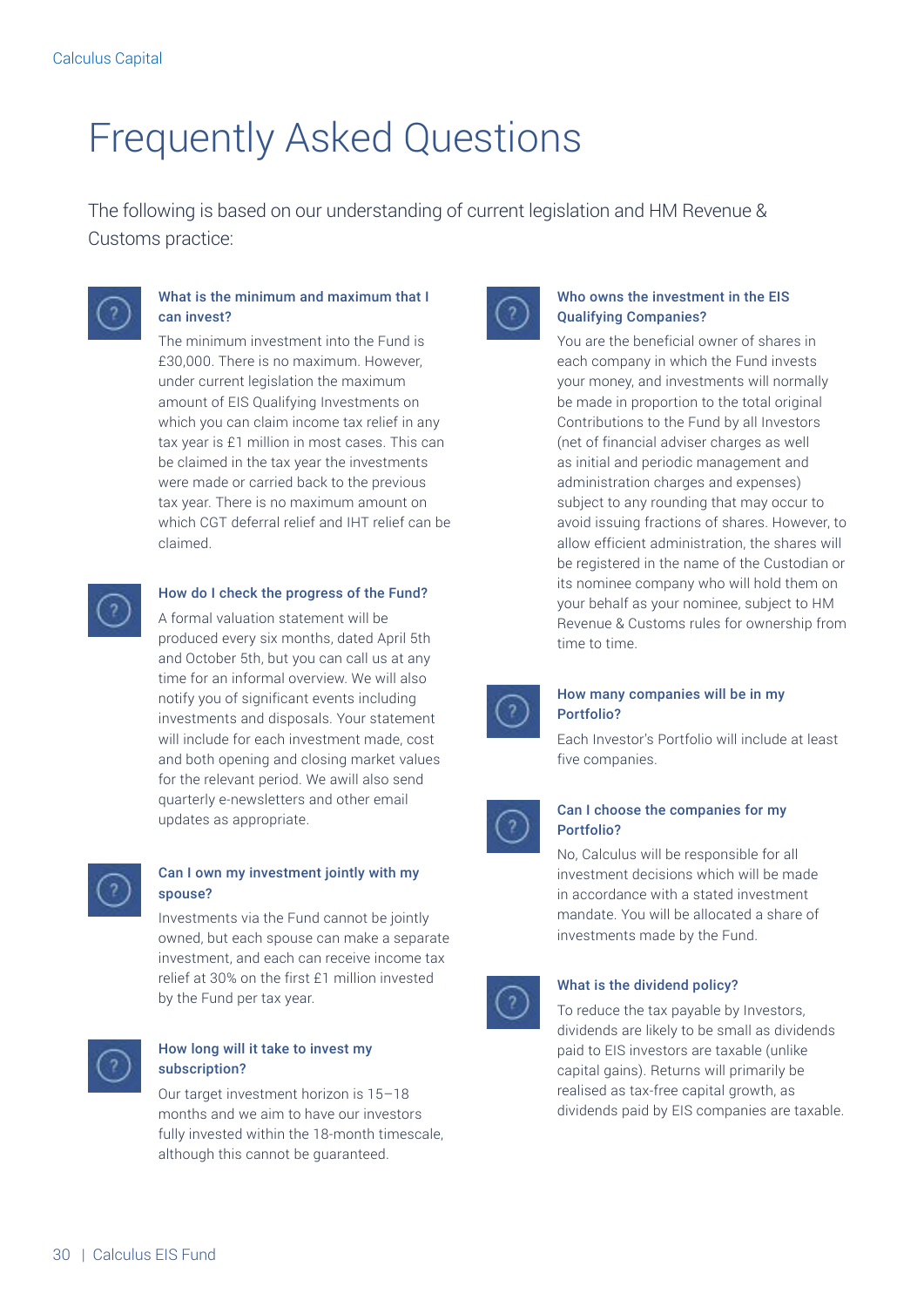# Frequently Asked Questions

The following is based on our understanding of current legislation and HM Revenue & Customs practice:

### What is the minimum and maximum that I can invest?

The minimum investment into the Fund is £30,000. There is no maximum. However, under current legislation the maximum amount of EIS Qualifying Investments on which you can claim income tax relief in any tax year is £1 million in most cases. This can be claimed in the tax year the investments were made or carried back to the previous tax year. There is no maximum amount on which CGT deferral relief and IHT relief can be claimed.

### How do I check the progress of the Fund?

A formal valuation statement will be produced every six months, dated April 5th and October 5th, but you can call us at any time for an informal overview. We will also notify you of significant events including investments and disposals. Your statement will include for each investment made, cost and both opening and closing market values for the relevant period. We awill also send quarterly e-newsletters and other email updates as appropriate.

### Can I own my investment jointly with my spouse?

Investments via the Fund cannot be jointly owned, but each spouse can make a separate investment, and each can receive income tax relief at 30% on the first £1 million invested by the Fund per tax year.

### How long will it take to invest my subscription?

Our target investment horizon is 15–18 months and we aim to have our investors fully invested within the 18-month timescale, although this cannot be guaranteed.

### Who owns the investment in the EIS Qualifying Companies?

You are the beneficial owner of shares in each company in which the Fund invests your money, and investments will normally be made in proportion to the total original Contributions to the Fund by all Investors (net of financial adviser charges as well as initial and periodic management and administration charges and expenses) subject to any rounding that may occur to avoid issuing fractions of shares. However, to allow efficient administration, the shares will be registered in the name of the Custodian or its nominee company who will hold them on your behalf as your nominee, subject to HM Revenue & Customs rules for ownership from time to time.

### How many companies will be in my Portfolio?

Each Investor's Portfolio will include at least five companies.

### Can I choose the companies for my Portfolio?

No, Calculus will be responsible for all investment decisions which will be made in accordance with a stated investment mandate. You will be allocated a share of investments made by the Fund.

### What is the dividend policy?

To reduce the tax payable by Investors, dividends are likely to be small as dividends paid to EIS investors are taxable (unlike capital gains). Returns will primarily be realised as tax-free capital growth, as dividends paid by EIS companies are taxable.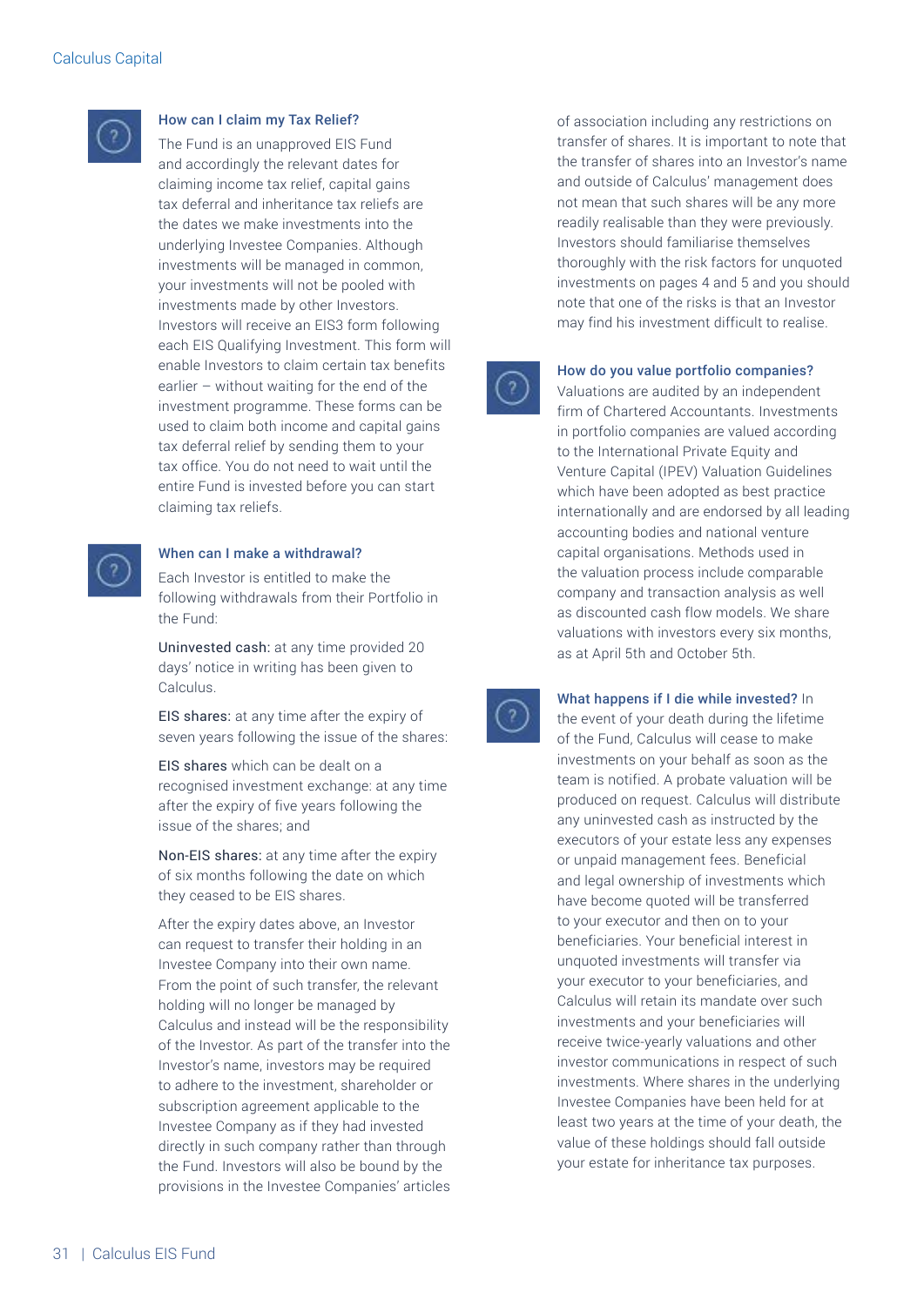### How can I claim my Tax Relief?

The Fund is an unapproved EIS Fund and accordingly the relevant dates for claiming income tax relief, capital gains tax deferral and inheritance tax reliefs are the dates we make investments into the underlying Investee Companies. Although investments will be managed in common, your investments will not be pooled with investments made by other Investors. Investors will receive an EIS3 form following each EIS Qualifying Investment. This form will enable Investors to claim certain tax benefits earlier – without waiting for the end of the investment programme. These forms can be used to claim both income and capital gains tax deferral relief by sending them to your tax office. You do not need to wait until the entire Fund is invested before you can start claiming tax reliefs.

### When can I make a withdrawal?

Each Investor is entitled to make the following withdrawals from their Portfolio in the Fund:

Uninvested cash: at any time provided 20 days' notice in writing has been given to Calculus.

EIS shares: at any time after the expiry of seven years following the issue of the shares:

EIS shares which can be dealt on a recognised investment exchange: at any time after the expiry of five years following the issue of the shares; and

Non-EIS shares: at any time after the expiry of six months following the date on which they ceased to be EIS shares.

After the expiry dates above, an Investor can request to transfer their holding in an Investee Company into their own name. From the point of such transfer, the relevant holding will no longer be managed by Calculus and instead will be the responsibility of the Investor. As part of the transfer into the Investor's name, investors may be required to adhere to the investment, shareholder or subscription agreement applicable to the Investee Company as if they had invested directly in such company rather than through the Fund. Investors will also be bound by the provisions in the Investee Companies' articles of association including any restrictions on transfer of shares. It is important to note that the transfer of shares into an Investor's name and outside of Calculus' management does not mean that such shares will be any more readily realisable than they were previously. Investors should familiarise themselves thoroughly with the risk factors for unquoted investments on pages 4 and 5 and you should note that one of the risks is that an Investor may find his investment difficult to realise.

### How do you value portfolio companies?

Valuations are audited by an independent firm of Chartered Accountants. Investments in portfolio companies are valued according to the International Private Equity and Venture Capital (IPEV) Valuation Guidelines which have been adopted as best practice internationally and are endorsed by all leading accounting bodies and national venture capital organisations. Methods used in the valuation process include comparable company and transaction analysis as well as discounted cash flow models. We share valuations with investors every six months, as at April 5th and October 5th.

### What happens if I die while invested?

In the event of your death during the lifetime of the Fund, Calculus will cease to make investments on your behalf as soon as the team is notified. A probate valuation will be produced on request. Calculus will distribute any uninvested cash as instructed by the executors of your estate less any expenses or unpaid management fees. Beneficial and legal ownership of investments which have become quoted will be transferred to your executor and then on to your beneficiaries. Your beneficial interest in unquoted investments will transfer via your executor to your beneficiaries, and Calculus will retain its mandate over such investments and your beneficiaries will receive twice-yearly valuations and other investor communications in respect of such investments. Where shares in the underlying Investee Companies have been held for at least two years at the time of your death, the value of these holdings should fall outside your estate for inheritance tax purposes.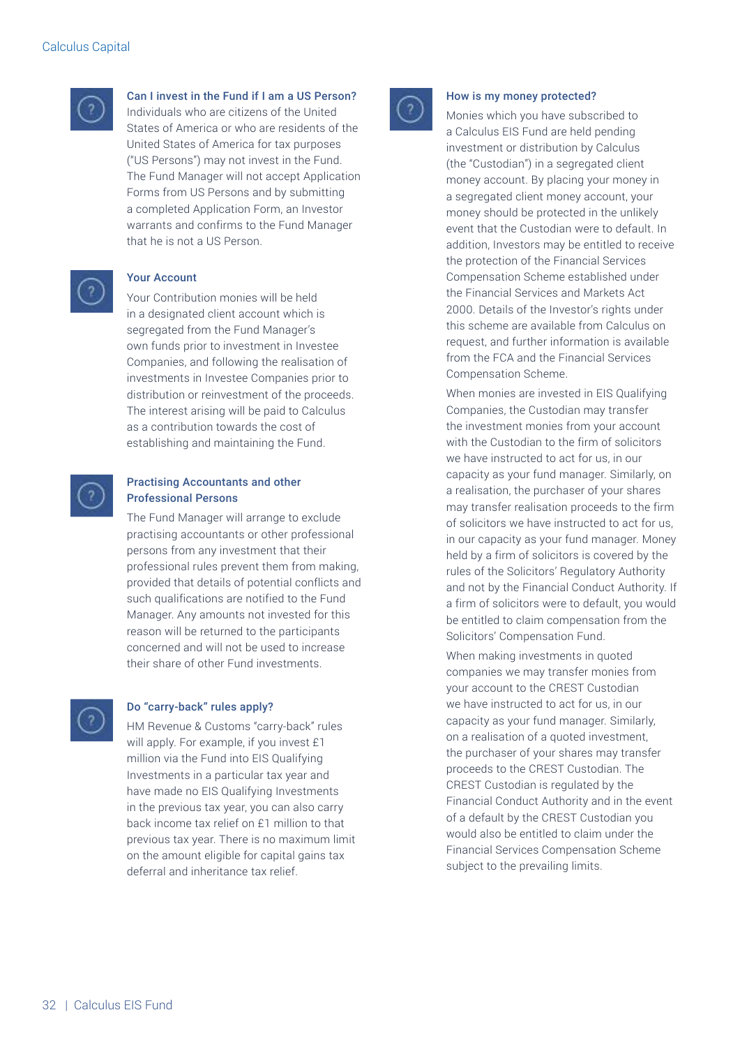### Can I invest in the Fund if I am a US Person?

Individuals who are citizens of the United States of America or who are residents of the United States of America for tax purposes ("US Persons") may not invest in the Fund. The Fund Manager will not accept Application Forms from US Persons and by submitting a completed Application Form, an Investor warrants and confirms to the Fund Manager that he is not a US Person.

### Your Account

Your Contribution monies will be held in a designated client account which is segregated from the Fund Manager's own funds prior to investment in Investee Companies, and following the realisation of investments in Investee Companies prior to distribution or reinvestment of the proceeds. The interest arising will be paid to Calculus as a contribution towards the cost of establishing and maintaining the Fund.

### Practising Accountants and other Professional Persons

The Fund Manager will arrange to exclude practising accountants or other professional persons from any investment that their professional rules prevent them from making, provided that details of potential conflicts and such qualifications are notified to the Fund Manager. Any amounts not invested for this reason will be returned to the participants concerned and will not be used to increase their share of other Fund investments.

### Do "carry-back" rules apply?

HM Revenue & Customs "carry-back" rules will apply. For example, if you invest £1 million via the Fund into EIS Qualifying Investments in a particular tax year and have made no EIS Qualifying Investments in the previous tax year, you can also carry back income tax relief on £1 million to that previous tax year. There is no maximum limit on the amount eligible for capital gains tax deferral and inheritance tax relief.

### How is my money protected?

Monies which you have subscribed to a Calculus EIS Fund are held pending investment or distribution by Calculus (the "Custodian") in a segregated client money account. By placing your money in a segregated client money account, your money should be protected in the unlikely event that the Custodian were to default. In addition, Investors may be entitled to receive the protection of the Financial Services Compensation Scheme established under the Financial Services and Markets Act 2000. Details of the Investor's rights under this scheme are available from Calculus on request, and further information is available from the FCA and the Financial Services Compensation Scheme.

When monies are invested in EIS Qualifying Companies, the Custodian may transfer the investment monies from your account with the Custodian to the firm of solicitors we have instructed to act for us, in our capacity as your fund manager. Similarly, on a realisation, the purchaser of your shares may transfer realisation proceeds to the firm of solicitors we have instructed to act for us, in our capacity as your fund manager. Money held by a firm of solicitors is covered by the rules of the Solicitors' Regulatory Authority and not by the Financial Conduct Authority. If a firm of solicitors were to default, you would be entitled to claim compensation from the Solicitors' Compensation Fund.

When making investments in quoted companies we may transfer monies from your account to the CREST Custodian we have instructed to act for us, in our capacity as your fund manager. Similarly, on a realisation of a quoted investment, the purchaser of your shares may transfer proceeds to the CREST Custodian. The CREST Custodian is regulated by the Financial Conduct Authority and in the event of a default by the CREST Custodian you would also be entitled to claim under the Financial Services Compensation Scheme subject to the prevailing limits.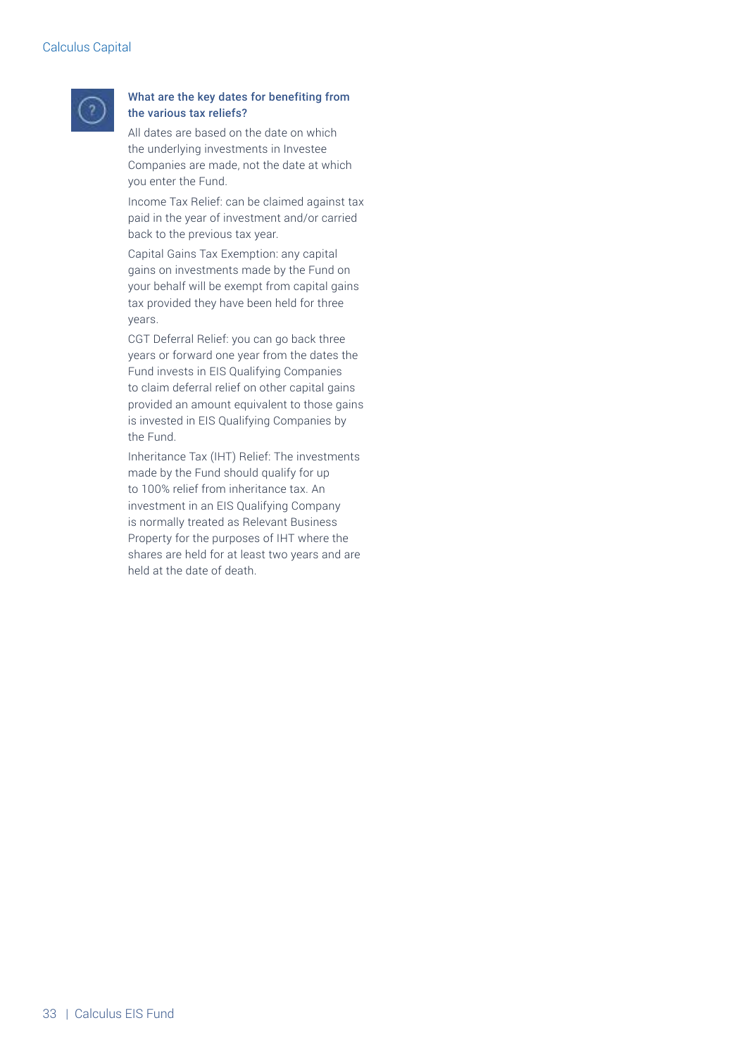### What are the key dates for benefiting from the various tax reliefs?

All dates are based on the date on which the underlying investments in Investee Companies are made, not the date at which you enter the Fund.

Income Tax Relief: can be claimed against tax paid in the year of investment and/or carried back to the previous tax year.

Capital Gains Tax Exemption: any capital gains on investments made by the Fund on your behalf will be exempt from capital gains tax provided they have been held for three years.

CGT Deferral Relief: you can go back three years or forward one year from the dates the Fund invests in EIS Qualifying Companies to claim deferral relief on other capital gains provided an amount equivalent to those gains is invested in EIS Qualifying Companies by the Fund.

Inheritance Tax (IHT) Relief: The investments made by the Fund should qualify for up to 100% relief from inheritance tax. An investment in an EIS Qualifying Company is normally treated as Relevant Business Property for the purposes of IHT where the shares are held for at least two years and are held at the date of death.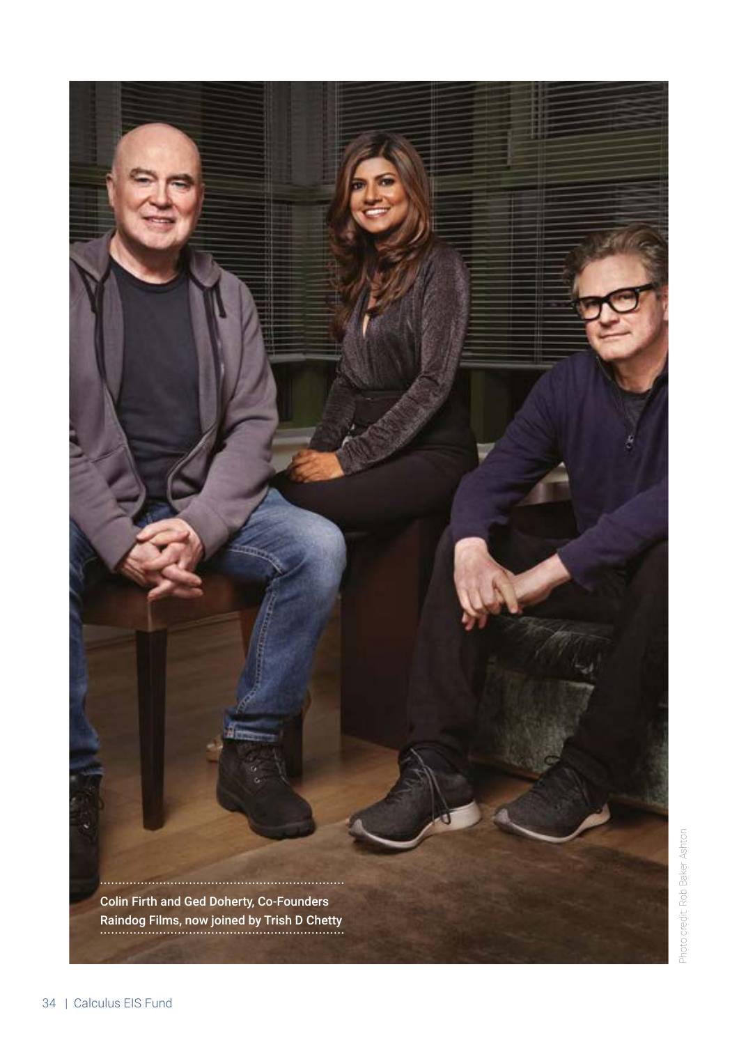Colin Firth and Ged Doherty, Co-Founders Raindog Films, now joined by Trish D Chetty

Photo credit: Rob Baker Ashton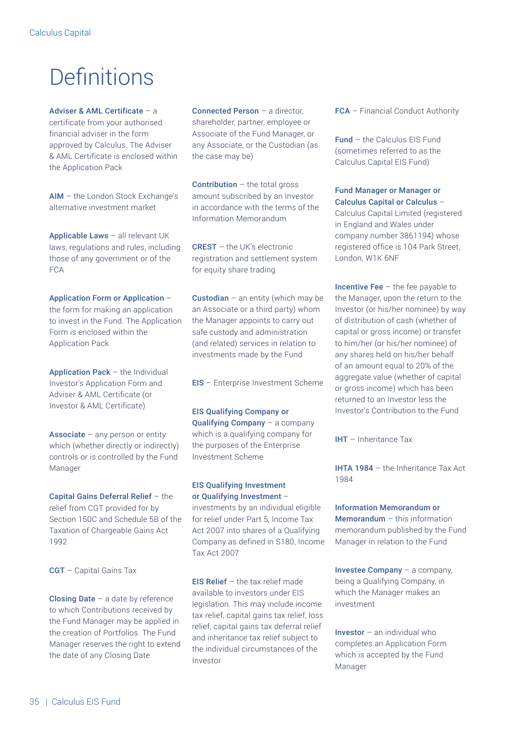# Definitions

**Adviser & AML Certificate** – a certificate from your authorised financial adviser in the form approved by Calculus. The Adviser & AML Certificate is enclosed within the Application Pack

**AIM** – the London Stock Exchange's alternative investment market

**Applicable Laws** – all relevant UK laws, regulations and rules, including those of any government or of the FCA

**Application Form or Application** – the form for making an application to invest in the Fund. The Application Form is enclosed within the Application Pack

**Application Pack** – the Individual Investor's Application Form and Adviser & AML Certificate (or Investor & AML Certificate)

**Associate** – any person or entity which (whether directly or indirectly) controls or is controlled by the Fund Manager

**Capital Gains Deferral Relief** – the relief from CGT provided for by Section 150C and Schedule 5B of the Taxation of Chargeable Gains Act 1992

**CGT** – Capital Gains Tax

**Closing Date** – a date by reference to which Contributions received by the Fund Manager may be applied in the creation of Portfolios. The Fund Manager reserves the right to extend the date of any Closing Date

**Connected Person** – a director, shareholder, partner, employee or Associate of the Fund Manager, or any Associate, or the Custodian (as the case may be)

**Contribution** – the total gross amount subscribed by an Investor in accordance with the terms of the Information Memorandum

**CREST** – the UK's electronic registration and settlement system for equity share trading

**Custodian** – an entity (which may be an Associate or a third party) whom the Manager appoints to carry out safe custody and administration (and related) services in relation to investments made by the Fund

**EIS** – Enterprise Investment Scheme

**EIS Qualifying Company or Qualifying Company** – a company which is a qualifying company for the purposes of the Enterprise Investment Scheme

**EIS Qualifying Investment or Qualifying Investment** – investments by an individual eligible for relief under Part 5, Income Tax Act 2007 into shares of a Qualifying Company as defined in S180, Income Tax Act 2007

**EIS Relief** – the tax relief made available to investors under EIS legislation. This may include income tax relief, capital gains tax relief, loss relief, capital gains tax deferral relief and inheritance tax relief subject to the individual circumstances of the Investor

**FCA** – Financial Conduct Authority

**Fund** – the Calculus EIS Fund (sometimes referred to as the Calculus Capital EIS Fund)

**Fund Manager or Manager or Calculus Capital or Calculus** – Calculus Capital Limited (registered in England and Wales under company number 3861194) whose registered office is 104 Park Street, London, W1K 6NF

**Incentive Fee** – the fee payable to the Manager, upon the return to the Investor (or his/her nominee) by way of distribution of cash (whether of capital or gross income) or transfer to him/her (or his/her nominee) of any shares held on his/her behalf of an amount equal to 20% of the aggregate value (whether of capital or gross income) which has been returned to an Investor less the Investor's Contribution to the Fund

**IHT** – Inheritance Tax

**IHTA 1984** – the Inheritance Tax Act 1984

**Information Memorandum or Memorandum** – this information memorandum published by the Fund Manager in relation to the Fund

**Investee Company** – a company, being a Qualifying Company, in which the Manager makes an investment

**Investor** – an individual who completes an Application Form which is accepted by the Fund Manager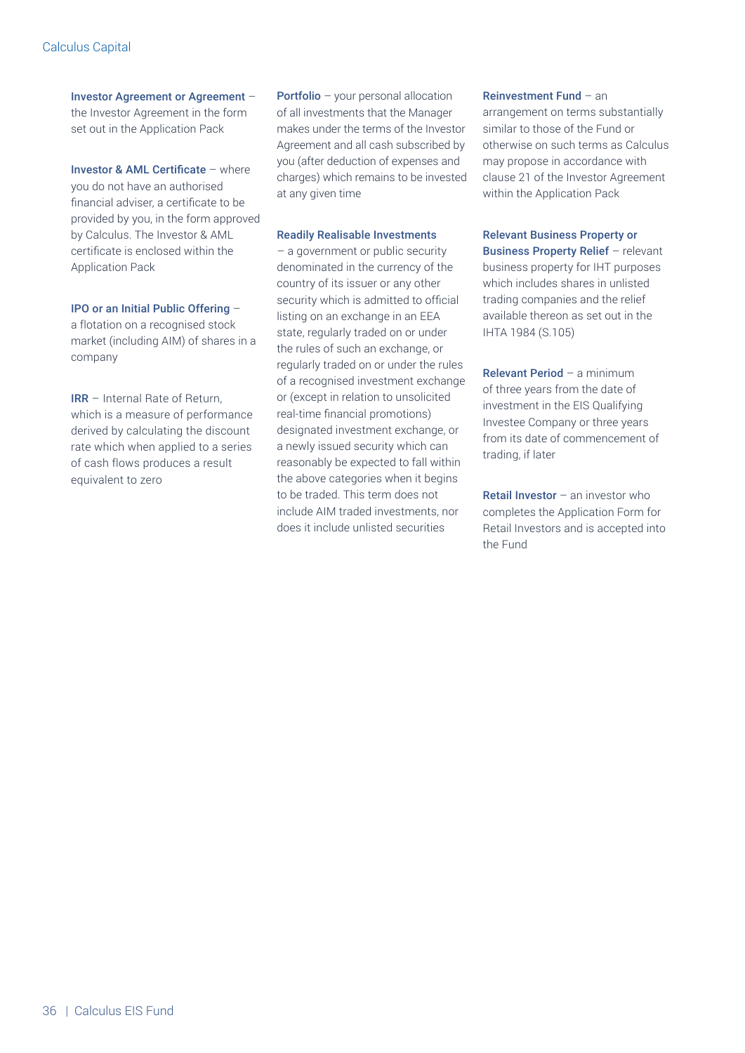**Investor Agreement or Agreement** – the Investor Agreement in the form set out in the Application Pack

**Investor & AML Certificate** – where you do not have an authorised financial adviser, a certificate to be provided by you, in the form approved by Calculus. The Investor & AML certificate is enclosed within the Application Pack

**IPO or an Initial Public Offering** – a flotation on a recognised stock market (including AIM) of shares in a company

**IRR** – Internal Rate of Return, which is a measure of performance derived by calculating the discount rate which when applied to a series of cash flows produces a result equivalent to zero

**Portfolio** – your personal allocation of all investments that the Manager makes under the terms of the Investor Agreement and all cash subscribed by you (after deduction of expenses and charges) which remains to be invested at any given time

**Readily Realisable Investments** – a government or public security denominated in the currency of the country of its issuer or any other security which is admitted to official listing on an exchange in an EEA state, regularly traded on or under the rules of such an exchange, or regularly traded on or under the rules of a recognised investment exchange or (except in relation to unsolicited real-time financial promotions) designated investment exchange, or a newly issued security which can reasonably be expected to fall within the above categories when it begins to be traded. This term does not include AIM traded investments, nor does it include unlisted securities

**Reinvestment Fund** – an arrangement on terms substantially similar to those of the Fund or otherwise on such terms as Calculus may propose in accordance with clause 21 of the Investor Agreement within the Application Pack

**Relevant Business Property or Business Property Relief** – relevant business property for IHT purposes which includes shares in unlisted trading companies and the relief available thereon as set out in the IHTA 1984 (S.105)

**Relevant Period** – a minimum of three years from the date of investment in the EIS Qualifying Investee Company or three years from its date of commencement of trading, if later

**Retail Investor** – an investor who completes the Application Form for Retail Investors and is accepted into the Fund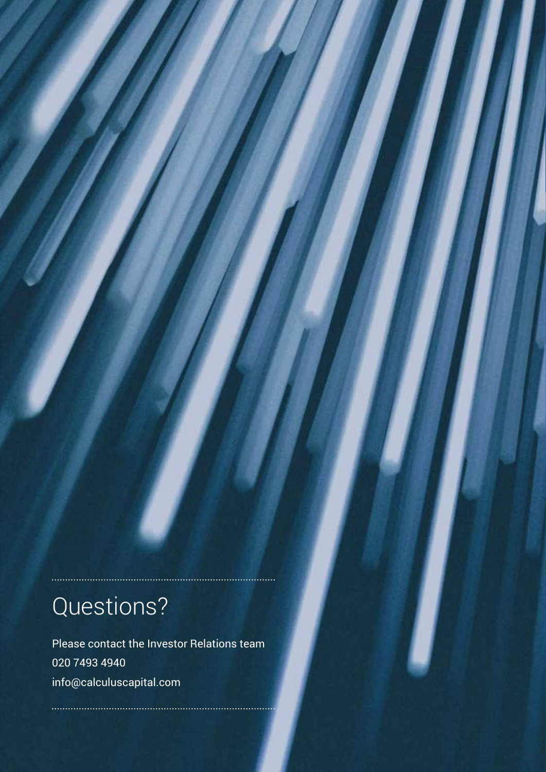## Questions?

Please contact the Investor Relations team
020 7493 4940
info@calculuscapital.com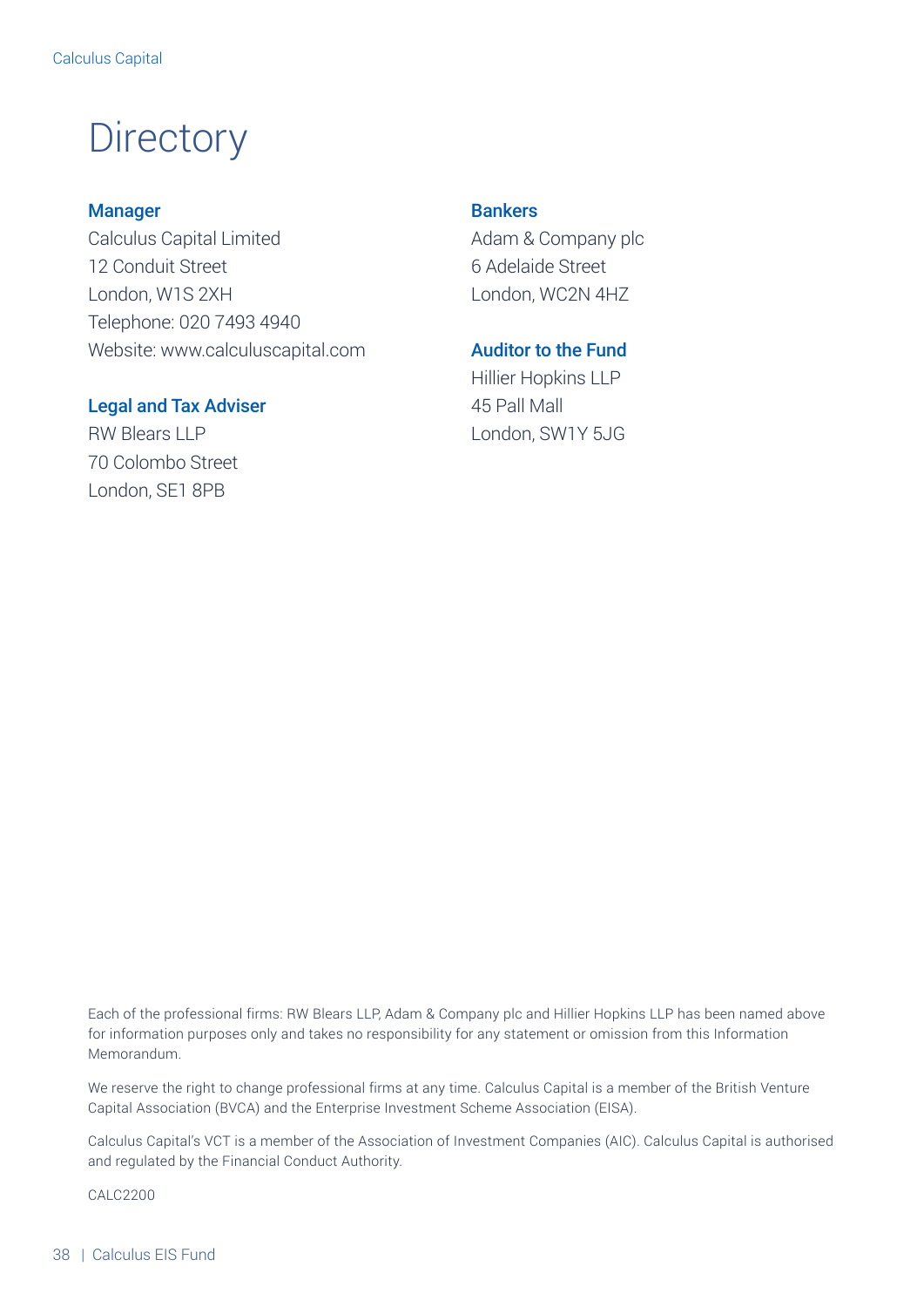# Directory

**Manager**
Calculus Capital Limited
12 Conduit Street
London, W1S 2XH
Telephone: 020 7493 4940
Website: www.calculuscapital.com

**Legal and Tax Adviser**
RW Blears LLP
70 Colombo Street
London, SE1 8PB

**Bankers**
Adam & Company plc
6 Adelaide Street
London, WC2N 4HZ

**Auditor to the Fund**
Hillier Hopkins LLP
45 Pall Mall
London, SW1Y 5JG

Each of the professional firms: RW Blears LLP, Adam & Company plc and Hillier Hopkins LLP has been named above for information purposes only and takes no responsibility for any statement or omission from this Information Memorandum.

We reserve the right to change professional firms at any time. Calculus Capital is a member of the British Venture Capital Association (BVCA) and the Enterprise Investment Scheme Association (EISA).

Calculus Capital's VCT is a member of the Association of Investment Companies (AIC). Calculus Capital is authorised and regulated by the Financial Conduct Authority.

CALC2200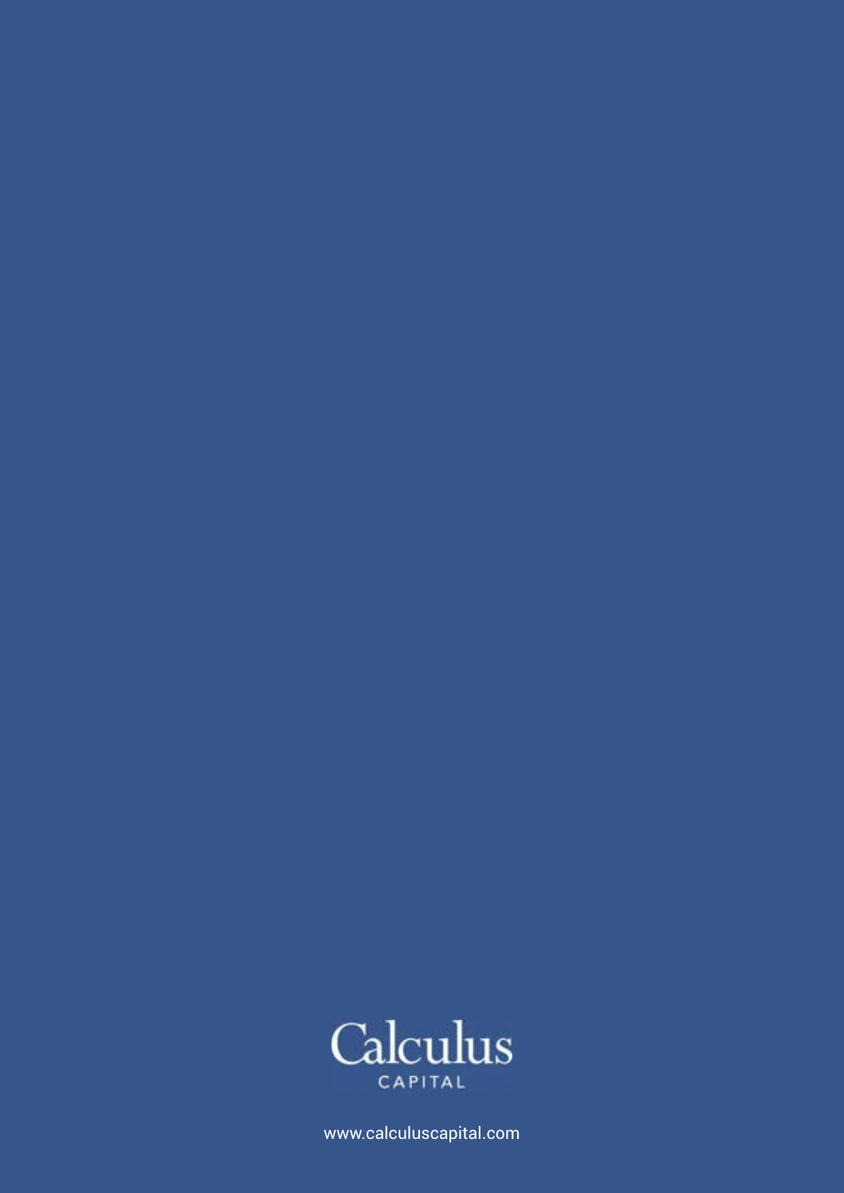Calculus

CAPITAL

www.calculuscapital.com